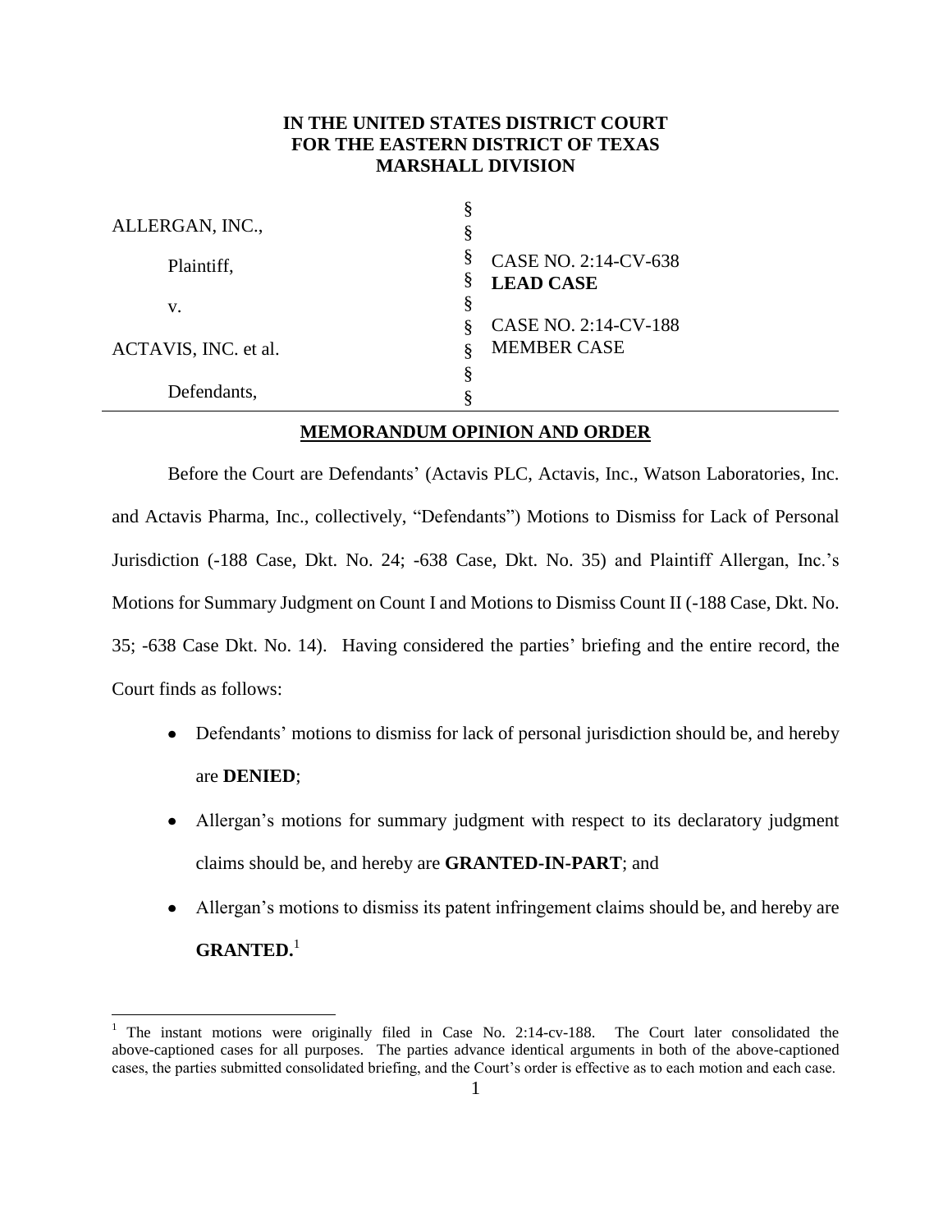**IN THE UNITED STATES DISTRICT COURT**
**FOR THE EASTERN DISTRICT OF TEXAS**
**MARSHALL DIVISION**

| | | |
|---|---|---|
| ALLERGAN, INC., | § | |
| Plaintiff, | § | CASE NO. 2:14-CV-638 **LEAD CASE** |
| v. | § | |
| ACTAVIS, INC. et al. | § | CASE NO. 2:14-CV-188 MEMBER CASE |
| Defendants, | § | |

## MEMORANDUM OPINION AND ORDER

Before the Court are Defendants' (Actavis PLC, Actavis, Inc., Watson Laboratories, Inc. and Actavis Pharma, Inc., collectively, "Defendants") Motions to Dismiss for Lack of Personal Jurisdiction (-188 Case, Dkt. No. 24; -638 Case, Dkt. No. 35) and Plaintiff Allergan, Inc.'s Motions for Summary Judgment on Count I and Motions to Dismiss Count II (-188 Case, Dkt. No. 35; -638 Case Dkt. No. 14). Having considered the parties' briefing and the entire record, the Court finds as follows:

- Defendants' motions to dismiss for lack of personal jurisdiction should be, and hereby are **DENIED**;
- Allergan's motions for summary judgment with respect to its declaratory judgment claims should be, and hereby are **GRANTED-IN-PART**; and
- Allergan's motions to dismiss its patent infringement claims should be, and hereby are **GRANTED.**[1]

[1] The instant motions were originally filed in Case No. 2:14-cv-188. The Court later consolidated the above-captioned cases for all purposes. The parties advance identical arguments in both of the above-captioned cases, the parties submitted consolidated briefing, and the Court's order is effective as to each motion and each case.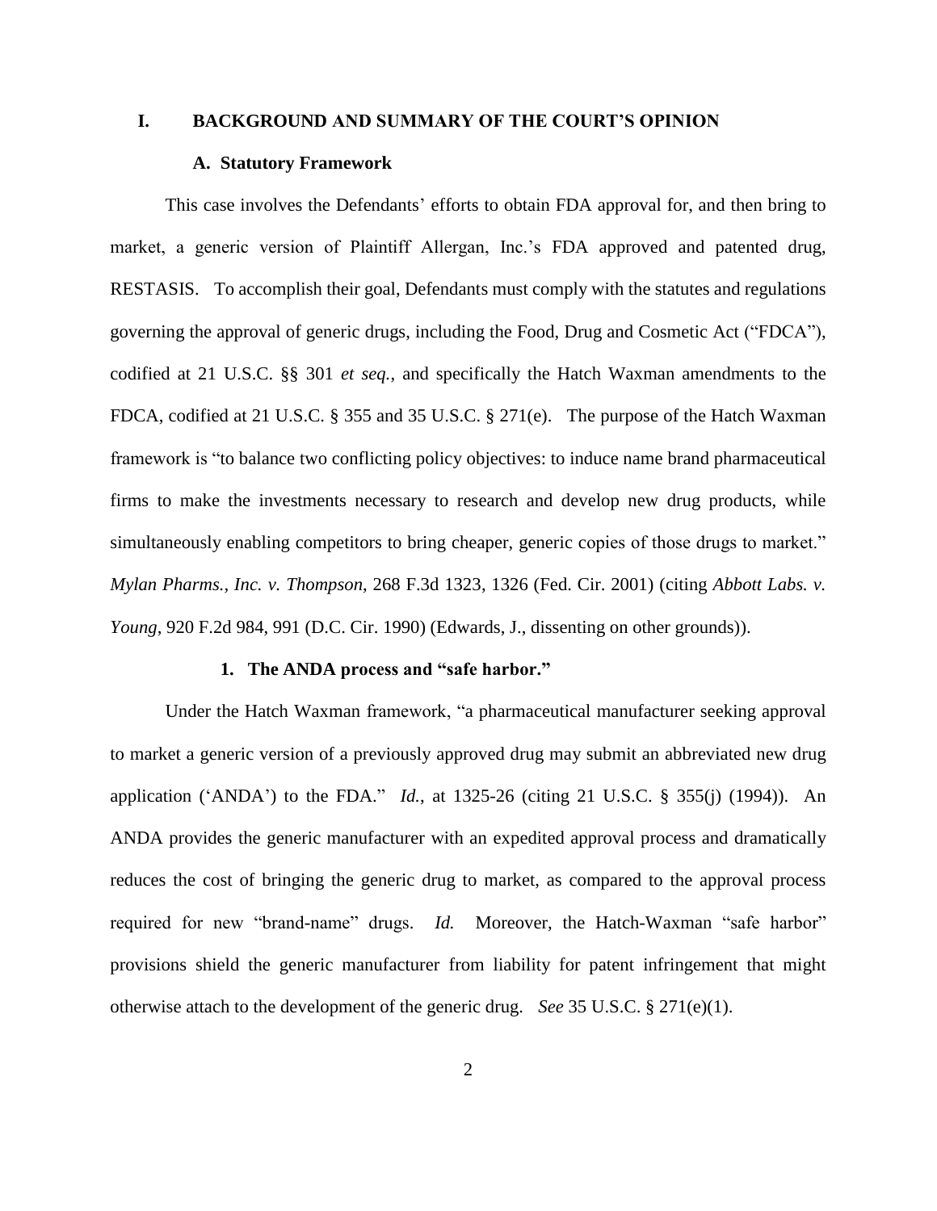## I. BACKGROUND AND SUMMARY OF THE COURT'S OPINION

### A. Statutory Framework

This case involves the Defendants' efforts to obtain FDA approval for, and then bring to market, a generic version of Plaintiff Allergan, Inc.'s FDA approved and patented drug, RESTASIS. To accomplish their goal, Defendants must comply with the statutes and regulations governing the approval of generic drugs, including the Food, Drug and Cosmetic Act ("FDCA"), codified at 21 U.S.C. §§ 301 *et seq.*, and specifically the Hatch Waxman amendments to the FDCA, codified at 21 U.S.C. § 355 and 35 U.S.C. § 271(e). The purpose of the Hatch Waxman framework is "to balance two conflicting policy objectives: to induce name brand pharmaceutical firms to make the investments necessary to research and develop new drug products, while simultaneously enabling competitors to bring cheaper, generic copies of those drugs to market." *Mylan Pharms., Inc. v. Thompson*, 268 F.3d 1323, 1326 (Fed. Cir. 2001) (citing *Abbott Labs. v. Young*, 920 F.2d 984, 991 (D.C. Cir. 1990) (Edwards, J., dissenting on other grounds)).

#### 1. The ANDA process and "safe harbor."

Under the Hatch Waxman framework, "a pharmaceutical manufacturer seeking approval to market a generic version of a previously approved drug may submit an abbreviated new drug application ('ANDA') to the FDA." *Id.*, at 1325-26 (citing 21 U.S.C. § 355(j) (1994)). An ANDA provides the generic manufacturer with an expedited approval process and dramatically reduces the cost of bringing the generic drug to market, as compared to the approval process required for new "brand-name" drugs. *Id.* Moreover, the Hatch-Waxman "safe harbor" provisions shield the generic manufacturer from liability for patent infringement that might otherwise attach to the development of the generic drug. *See* 35 U.S.C. § 271(e)(1).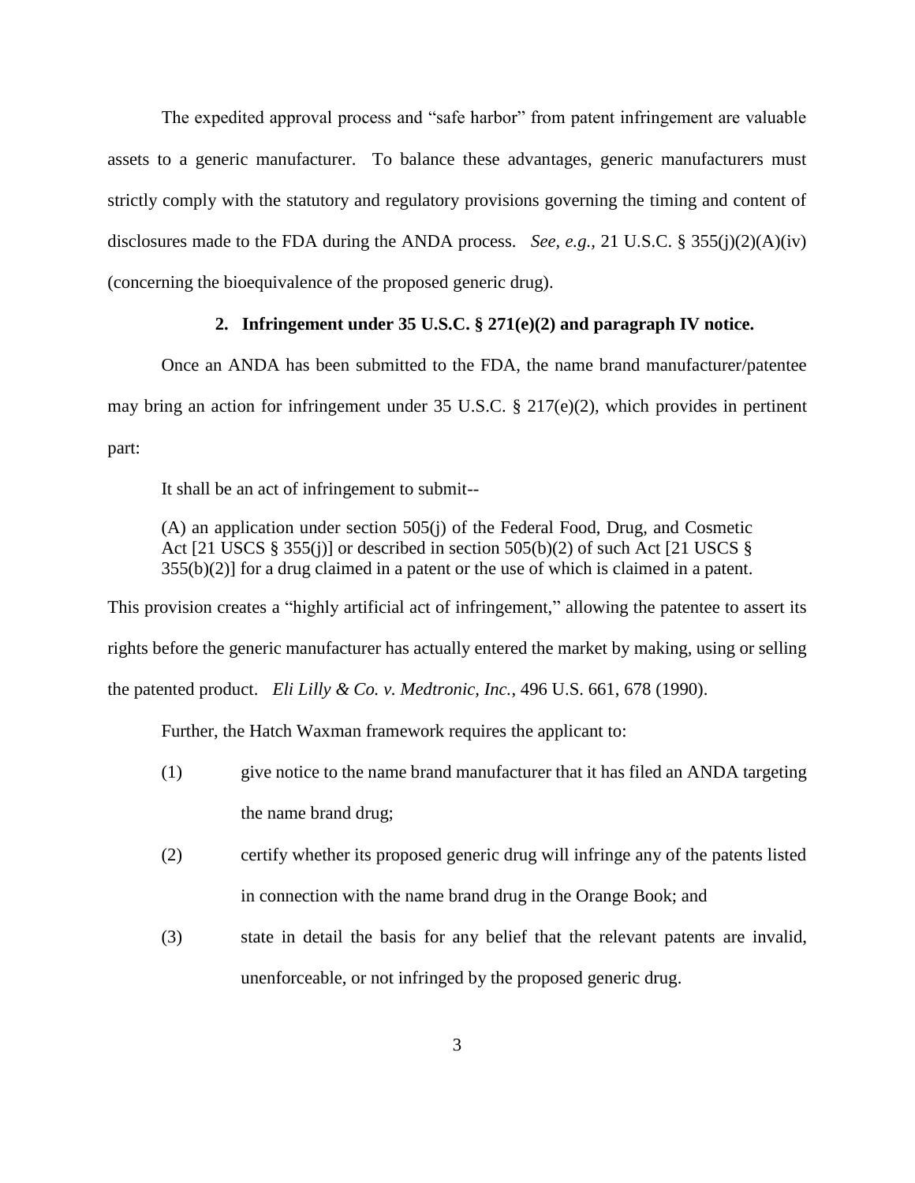The expedited approval process and "safe harbor" from patent infringement are valuable assets to a generic manufacturer. To balance these advantages, generic manufacturers must strictly comply with the statutory and regulatory provisions governing the timing and content of disclosures made to the FDA during the ANDA process. *See, e.g.*, 21 U.S.C. § 355(j)(2)(A)(iv) (concerning the bioequivalence of the proposed generic drug).

### 2. Infringement under 35 U.S.C. § 271(e)(2) and paragraph IV notice.

Once an ANDA has been submitted to the FDA, the name brand manufacturer/patentee may bring an action for infringement under 35 U.S.C. § 217(e)(2), which provides in pertinent part:

> It shall be an act of infringement to submit--
>
> (A) an application under section 505(j) of the Federal Food, Drug, and Cosmetic Act [21 USCS § 355(j)] or described in section 505(b)(2) of such Act [21 USCS § 355(b)(2)] for a drug claimed in a patent or the use of which is claimed in a patent.

This provision creates a "highly artificial act of infringement," allowing the patentee to assert its rights before the generic manufacturer has actually entered the market by making, using or selling the patented product. *Eli Lilly & Co. v. Medtronic, Inc.*, 496 U.S. 661, 678 (1990).

Further, the Hatch Waxman framework requires the applicant to:

(1) give notice to the name brand manufacturer that it has filed an ANDA targeting the name brand drug;

(2) certify whether its proposed generic drug will infringe any of the patents listed in connection with the name brand drug in the Orange Book; and

(3) state in detail the basis for any belief that the relevant patents are invalid, unenforceable, or not infringed by the proposed generic drug.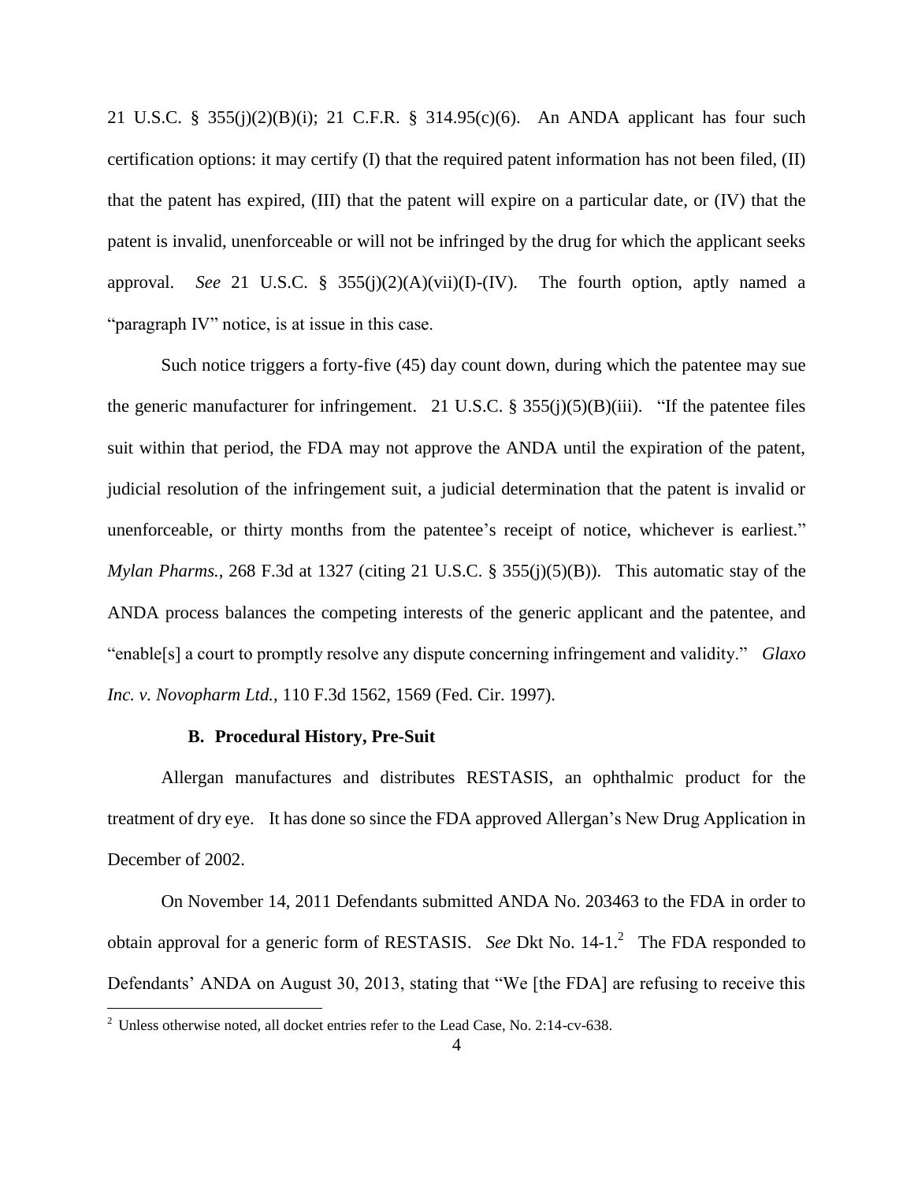21 U.S.C. § 355(j)(2)(B)(i); 21 C.F.R. § 314.95(c)(6). An ANDA applicant has four such certification options: it may certify (I) that the required patent information has not been filed, (II) that the patent has expired, (III) that the patent will expire on a particular date, or (IV) that the patent is invalid, unenforceable or will not be infringed by the drug for which the applicant seeks approval. *See* 21 U.S.C. § 355(j)(2)(A)(vii)(I)-(IV). The fourth option, aptly named a "paragraph IV" notice, is at issue in this case.

Such notice triggers a forty-five (45) day count down, during which the patentee may sue the generic manufacturer for infringement. 21 U.S.C. § 355(j)(5)(B)(iii). "If the patentee files suit within that period, the FDA may not approve the ANDA until the expiration of the patent, judicial resolution of the infringement suit, a judicial determination that the patent is invalid or unenforceable, or thirty months from the patentee's receipt of notice, whichever is earliest." *Mylan Pharms.*, 268 F.3d at 1327 (citing 21 U.S.C. § 355(j)(5)(B)). This automatic stay of the ANDA process balances the competing interests of the generic applicant and the patentee, and "enable[s] a court to promptly resolve any dispute concerning infringement and validity." *Glaxo Inc. v. Novopharm Ltd.*, 110 F.3d 1562, 1569 (Fed. Cir. 1997).

### B. Procedural History, Pre-Suit

Allergan manufactures and distributes RESTASIS, an ophthalmic product for the treatment of dry eye. It has done so since the FDA approved Allergan's New Drug Application in December of 2002.

On November 14, 2011 Defendants submitted ANDA No. 203463 to the FDA in order to obtain approval for a generic form of RESTASIS. *See* Dkt No. 14-1.[2] The FDA responded to Defendants' ANDA on August 30, 2013, stating that "We [the FDA] are refusing to receive this

[2] Unless otherwise noted, all docket entries refer to the Lead Case, No. 2:14-cv-638.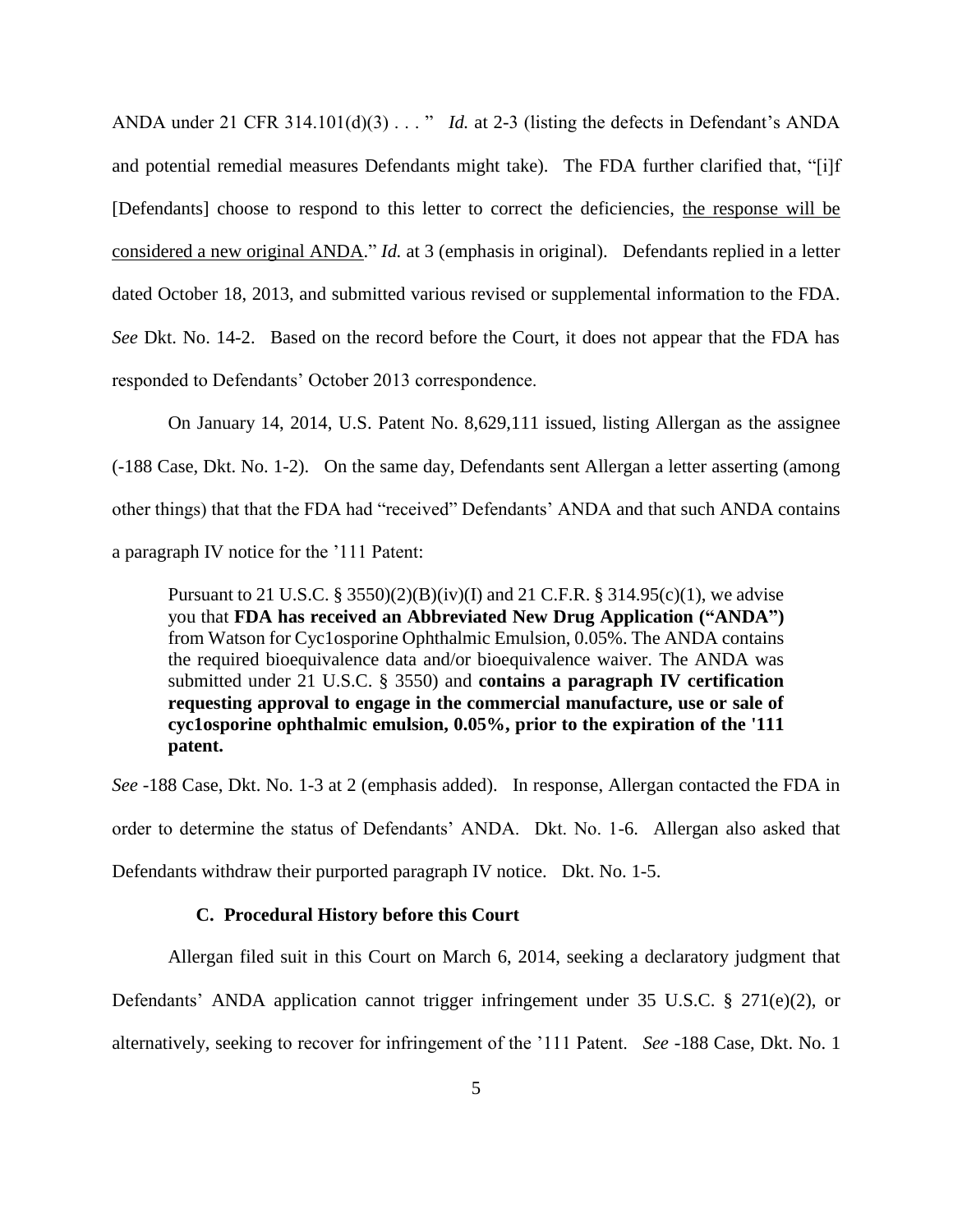ANDA under 21 CFR 314.101(d)(3) . . . " *Id.* at 2-3 (listing the defects in Defendant's ANDA and potential remedial measures Defendants might take). The FDA further clarified that, "[i]f [Defendants] choose to respond to this letter to correct the deficiencies, <u>the response will be considered a new original ANDA</u>." *Id.* at 3 (emphasis in original). Defendants replied in a letter dated October 18, 2013, and submitted various revised or supplemental information to the FDA. *See* Dkt. No. 14-2. Based on the record before the Court, it does not appear that the FDA has responded to Defendants' October 2013 correspondence.

On January 14, 2014, U.S. Patent No. 8,629,111 issued, listing Allergan as the assignee (-188 Case, Dkt. No. 1-2). On the same day, Defendants sent Allergan a letter asserting (among other things) that that the FDA had "received" Defendants' ANDA and that such ANDA contains a paragraph IV notice for the '111 Patent:

> Pursuant to 21 U.S.C. § 3550)(2)(B)(iv)(I) and 21 C.F.R. § 314.95(c)(1), we advise you that **FDA has received an Abbreviated New Drug Application ("ANDA")** from Watson for Cyc1osporine Ophthalmic Emulsion, 0.05%. The ANDA contains the required bioequivalence data and/or bioequivalence waiver. The ANDA was submitted under 21 U.S.C. § 3550) and **contains a paragraph IV certification requesting approval to engage in the commercial manufacture, use or sale of cyc1osporine ophthalmic emulsion, 0.05%, prior to the expiration of the '111 patent.**

*See* -188 Case, Dkt. No. 1-3 at 2 (emphasis added). In response, Allergan contacted the FDA in order to determine the status of Defendants' ANDA. Dkt. No. 1-6. Allergan also asked that Defendants withdraw their purported paragraph IV notice. Dkt. No. 1-5.

### C. Procedural History before this Court

Allergan filed suit in this Court on March 6, 2014, seeking a declaratory judgment that Defendants' ANDA application cannot trigger infringement under 35 U.S.C. § 271(e)(2), or alternatively, seeking to recover for infringement of the '111 Patent. *See* -188 Case, Dkt. No. 1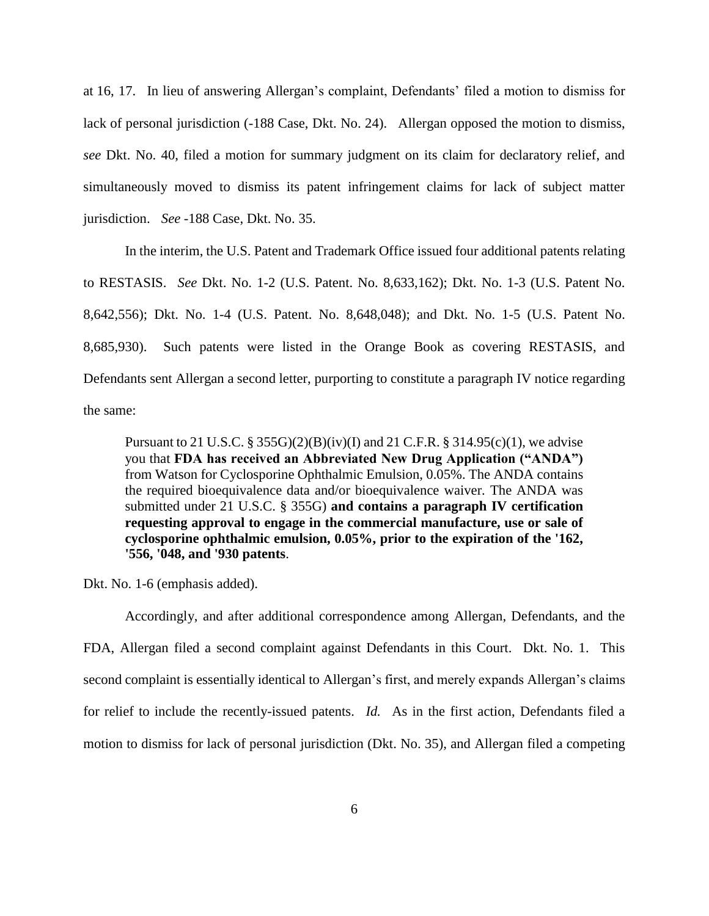at 16, 17. In lieu of answering Allergan's complaint, Defendants' filed a motion to dismiss for lack of personal jurisdiction (-188 Case, Dkt. No. 24). Allergan opposed the motion to dismiss, *see* Dkt. No. 40, filed a motion for summary judgment on its claim for declaratory relief, and simultaneously moved to dismiss its patent infringement claims for lack of subject matter jurisdiction. *See* -188 Case, Dkt. No. 35.

In the interim, the U.S. Patent and Trademark Office issued four additional patents relating to RESTASIS. *See* Dkt. No. 1-2 (U.S. Patent. No. 8,633,162); Dkt. No. 1-3 (U.S. Patent No. 8,642,556); Dkt. No. 1-4 (U.S. Patent. No. 8,648,048); and Dkt. No. 1-5 (U.S. Patent No. 8,685,930). Such patents were listed in the Orange Book as covering RESTASIS, and Defendants sent Allergan a second letter, purporting to constitute a paragraph IV notice regarding the same:

> Pursuant to 21 U.S.C. § 355G)(2)(B)(iv)(I) and 21 C.F.R. § 314.95(c)(1), we advise you that **FDA has received an Abbreviated New Drug Application ("ANDA")** from Watson for Cyclosporine Ophthalmic Emulsion, 0.05%. The ANDA contains the required bioequivalence data and/or bioequivalence waiver. The ANDA was submitted under 21 U.S.C. § 355G) **and contains a paragraph IV certification requesting approval to engage in the commercial manufacture, use or sale of cyclosporine ophthalmic emulsion, 0.05%, prior to the expiration of the '162, '556, '048, and '930 patents**.

Dkt. No. 1-6 (emphasis added).

Accordingly, and after additional correspondence among Allergan, Defendants, and the FDA, Allergan filed a second complaint against Defendants in this Court. Dkt. No. 1. This second complaint is essentially identical to Allergan's first, and merely expands Allergan's claims for relief to include the recently-issued patents. *Id.* As in the first action, Defendants filed a motion to dismiss for lack of personal jurisdiction (Dkt. No. 35), and Allergan filed a competing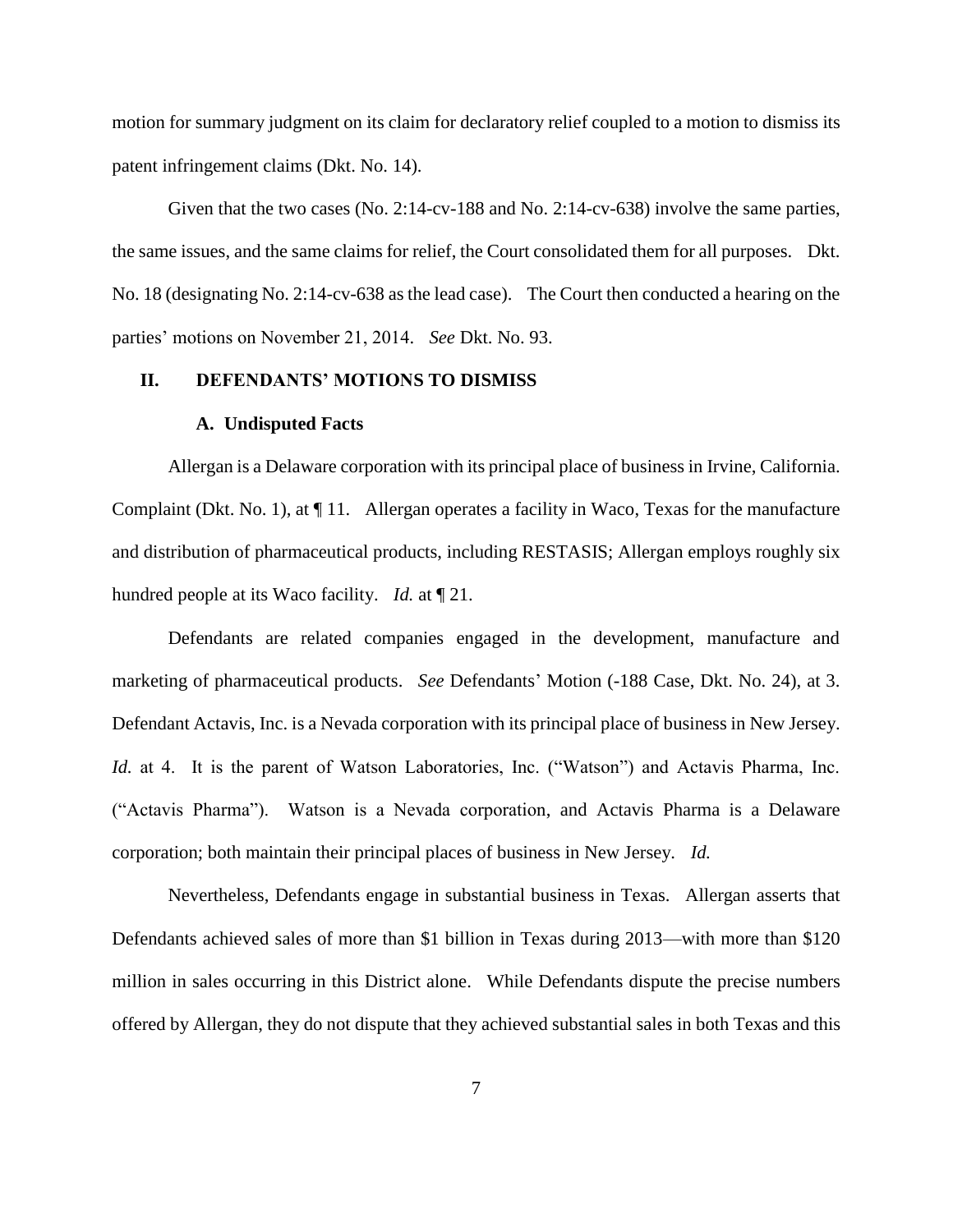motion for summary judgment on its claim for declaratory relief coupled to a motion to dismiss its patent infringement claims (Dkt. No. 14).

Given that the two cases (No. 2:14-cv-188 and No. 2:14-cv-638) involve the same parties, the same issues, and the same claims for relief, the Court consolidated them for all purposes. Dkt. No. 18 (designating No. 2:14-cv-638 as the lead case). The Court then conducted a hearing on the parties' motions on November 21, 2014. *See* Dkt. No. 93.

## II. DEFENDANTS' MOTIONS TO DISMISS

### A. Undisputed Facts

Allergan is a Delaware corporation with its principal place of business in Irvine, California. Complaint (Dkt. No. 1), at ¶ 11. Allergan operates a facility in Waco, Texas for the manufacture and distribution of pharmaceutical products, including RESTASIS; Allergan employs roughly six hundred people at its Waco facility. *Id.* at ¶ 21.

Defendants are related companies engaged in the development, manufacture and marketing of pharmaceutical products. *See* Defendants' Motion (-188 Case, Dkt. No. 24), at 3. Defendant Actavis, Inc. is a Nevada corporation with its principal place of business in New Jersey. *Id.* at 4. It is the parent of Watson Laboratories, Inc. ("Watson") and Actavis Pharma, Inc. ("Actavis Pharma"). Watson is a Nevada corporation, and Actavis Pharma is a Delaware corporation; both maintain their principal places of business in New Jersey. *Id.*

Nevertheless, Defendants engage in substantial business in Texas. Allergan asserts that Defendants achieved sales of more than $1 billion in Texas during 2013—with more than $120 million in sales occurring in this District alone. While Defendants dispute the precise numbers offered by Allergan, they do not dispute that they achieved substantial sales in both Texas and this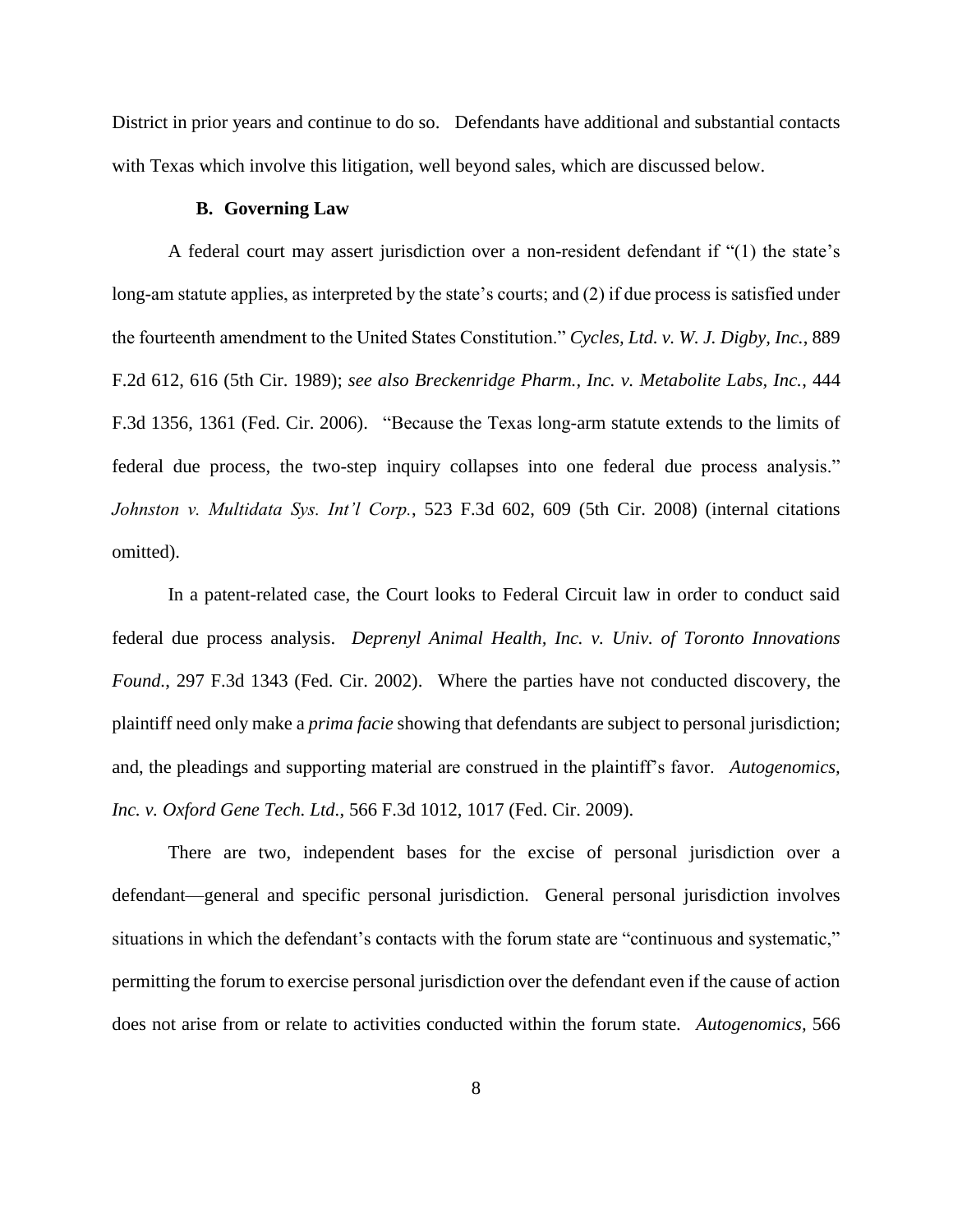District in prior years and continue to do so. Defendants have additional and substantial contacts with Texas which involve this litigation, well beyond sales, which are discussed below.

### B. Governing Law

A federal court may assert jurisdiction over a non-resident defendant if "(1) the state's long-am statute applies, as interpreted by the state's courts; and (2) if due process is satisfied under the fourteenth amendment to the United States Constitution." *Cycles, Ltd. v. W. J. Digby, Inc.*, 889 F.2d 612, 616 (5th Cir. 1989); *see also Breckenridge Pharm., Inc. v. Metabolite Labs, Inc.*, 444 F.3d 1356, 1361 (Fed. Cir. 2006). "Because the Texas long-arm statute extends to the limits of federal due process, the two-step inquiry collapses into one federal due process analysis." *Johnston v. Multidata Sys. Int'l Corp.*, 523 F.3d 602, 609 (5th Cir. 2008) (internal citations omitted).

In a patent-related case, the Court looks to Federal Circuit law in order to conduct said federal due process analysis. *Deprenyl Animal Health, Inc. v. Univ. of Toronto Innovations Found.*, 297 F.3d 1343 (Fed. Cir. 2002). Where the parties have not conducted discovery, the plaintiff need only make a *prima facie* showing that defendants are subject to personal jurisdiction; and, the pleadings and supporting material are construed in the plaintiff's favor. *Autogenomics, Inc. v. Oxford Gene Tech. Ltd.*, 566 F.3d 1012, 1017 (Fed. Cir. 2009).

There are two, independent bases for the excise of personal jurisdiction over a defendant—general and specific personal jurisdiction. General personal jurisdiction involves situations in which the defendant's contacts with the forum state are "continuous and systematic," permitting the forum to exercise personal jurisdiction over the defendant even if the cause of action does not arise from or relate to activities conducted within the forum state. *Autogenomics*, 566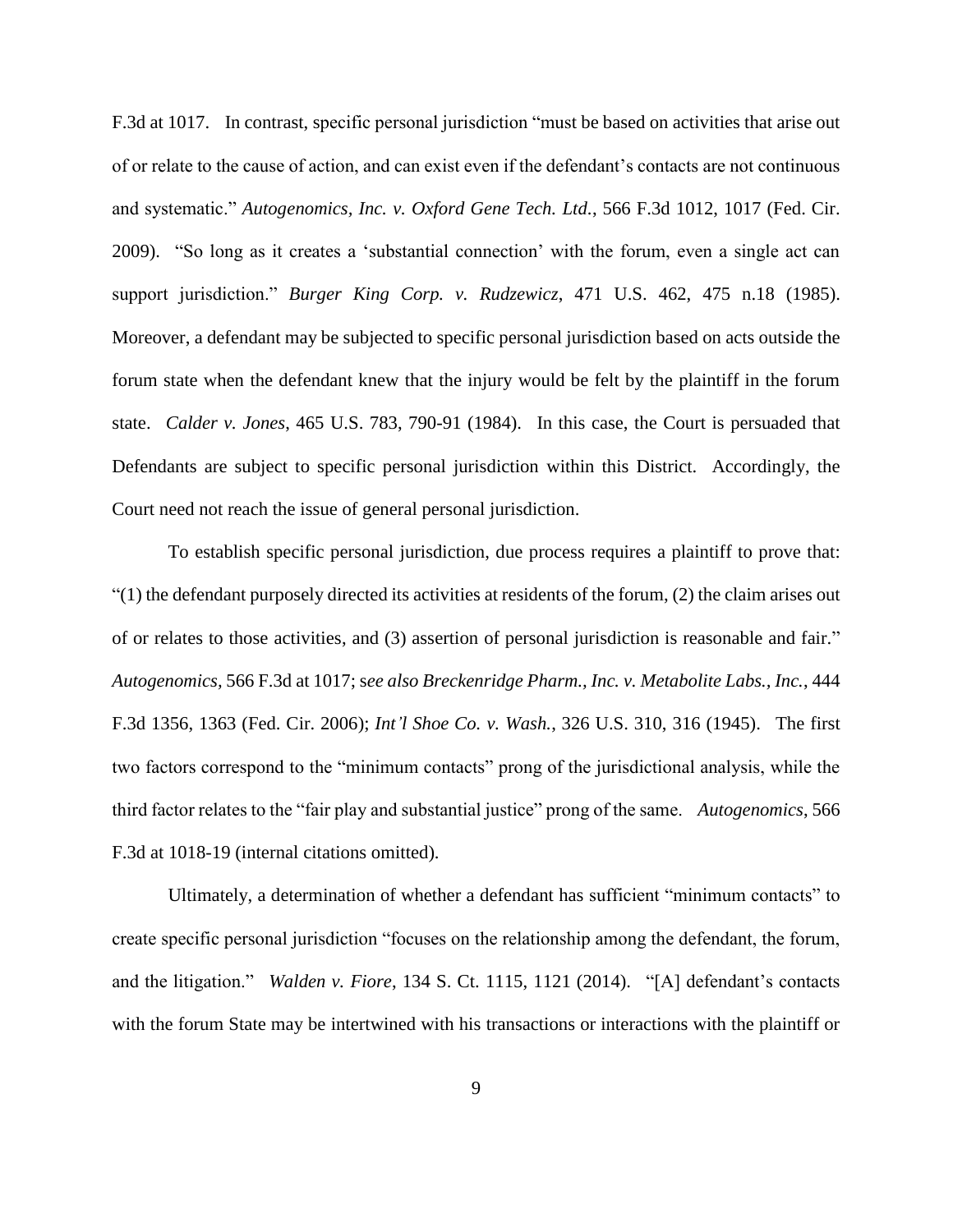F.3d at 1017. In contrast, specific personal jurisdiction "must be based on activities that arise out of or relate to the cause of action, and can exist even if the defendant's contacts are not continuous and systematic." *Autogenomics, Inc. v. Oxford Gene Tech. Ltd.*, 566 F.3d 1012, 1017 (Fed. Cir. 2009). "So long as it creates a 'substantial connection' with the forum, even a single act can support jurisdiction." *Burger King Corp. v. Rudzewicz*, 471 U.S. 462, 475 n.18 (1985). Moreover, a defendant may be subjected to specific personal jurisdiction based on acts outside the forum state when the defendant knew that the injury would be felt by the plaintiff in the forum state. *Calder v. Jones*, 465 U.S. 783, 790-91 (1984). In this case, the Court is persuaded that Defendants are subject to specific personal jurisdiction within this District. Accordingly, the Court need not reach the issue of general personal jurisdiction.

To establish specific personal jurisdiction, due process requires a plaintiff to prove that: "(1) the defendant purposely directed its activities at residents of the forum, (2) the claim arises out of or relates to those activities, and (3) assertion of personal jurisdiction is reasonable and fair." *Autogenomics*, 566 F.3d at 1017; s*ee also Breckenridge Pharm., Inc. v. Metabolite Labs., Inc.*, 444 F.3d 1356, 1363 (Fed. Cir. 2006); *Int'l Shoe Co. v. Wash.*, 326 U.S. 310, 316 (1945). The first two factors correspond to the "minimum contacts" prong of the jurisdictional analysis, while the third factor relates to the "fair play and substantial justice" prong of the same. *Autogenomics*, 566 F.3d at 1018-19 (internal citations omitted).

Ultimately, a determination of whether a defendant has sufficient "minimum contacts" to create specific personal jurisdiction "focuses on the relationship among the defendant, the forum, and the litigation." *Walden v. Fiore*, 134 S. Ct. 1115, 1121 (2014). "[A] defendant's contacts with the forum State may be intertwined with his transactions or interactions with the plaintiff or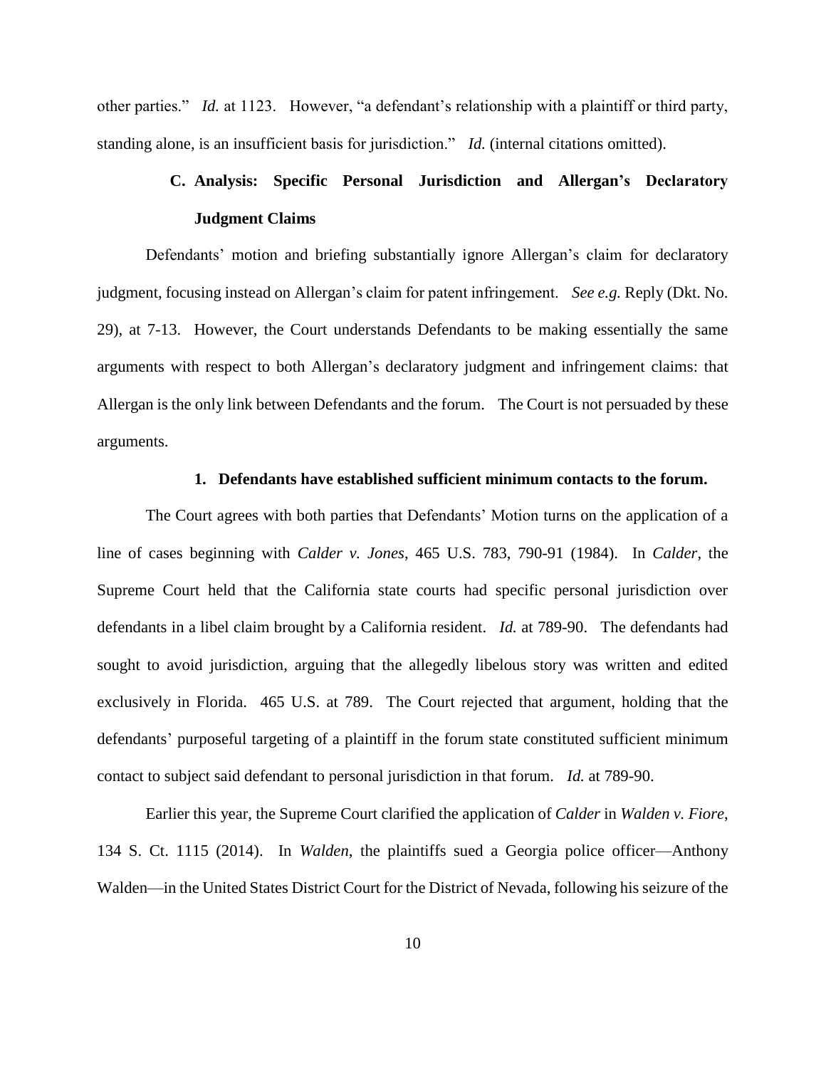other parties." *Id.* at 1123. However, "a defendant's relationship with a plaintiff or third party, standing alone, is an insufficient basis for jurisdiction." *Id.* (internal citations omitted).

### C. Analysis: Specific Personal Jurisdiction and Allergan's Declaratory Judgment Claims

Defendants' motion and briefing substantially ignore Allergan's claim for declaratory judgment, focusing instead on Allergan's claim for patent infringement. *See e.g.* Reply (Dkt. No. 29), at 7-13. However, the Court understands Defendants to be making essentially the same arguments with respect to both Allergan's declaratory judgment and infringement claims: that Allergan is the only link between Defendants and the forum. The Court is not persuaded by these arguments.

#### 1. Defendants have established sufficient minimum contacts to the forum.

The Court agrees with both parties that Defendants' Motion turns on the application of a line of cases beginning with *Calder v. Jones*, 465 U.S. 783, 790-91 (1984). In *Calder*, the Supreme Court held that the California state courts had specific personal jurisdiction over defendants in a libel claim brought by a California resident. *Id.* at 789-90. The defendants had sought to avoid jurisdiction, arguing that the allegedly libelous story was written and edited exclusively in Florida. 465 U.S. at 789. The Court rejected that argument, holding that the defendants' purposeful targeting of a plaintiff in the forum state constituted sufficient minimum contact to subject said defendant to personal jurisdiction in that forum. *Id.* at 789-90.

Earlier this year, the Supreme Court clarified the application of *Calder* in *Walden v. Fiore*, 134 S. Ct. 1115 (2014). In *Walden*, the plaintiffs sued a Georgia police officer—Anthony Walden—in the United States District Court for the District of Nevada, following his seizure of the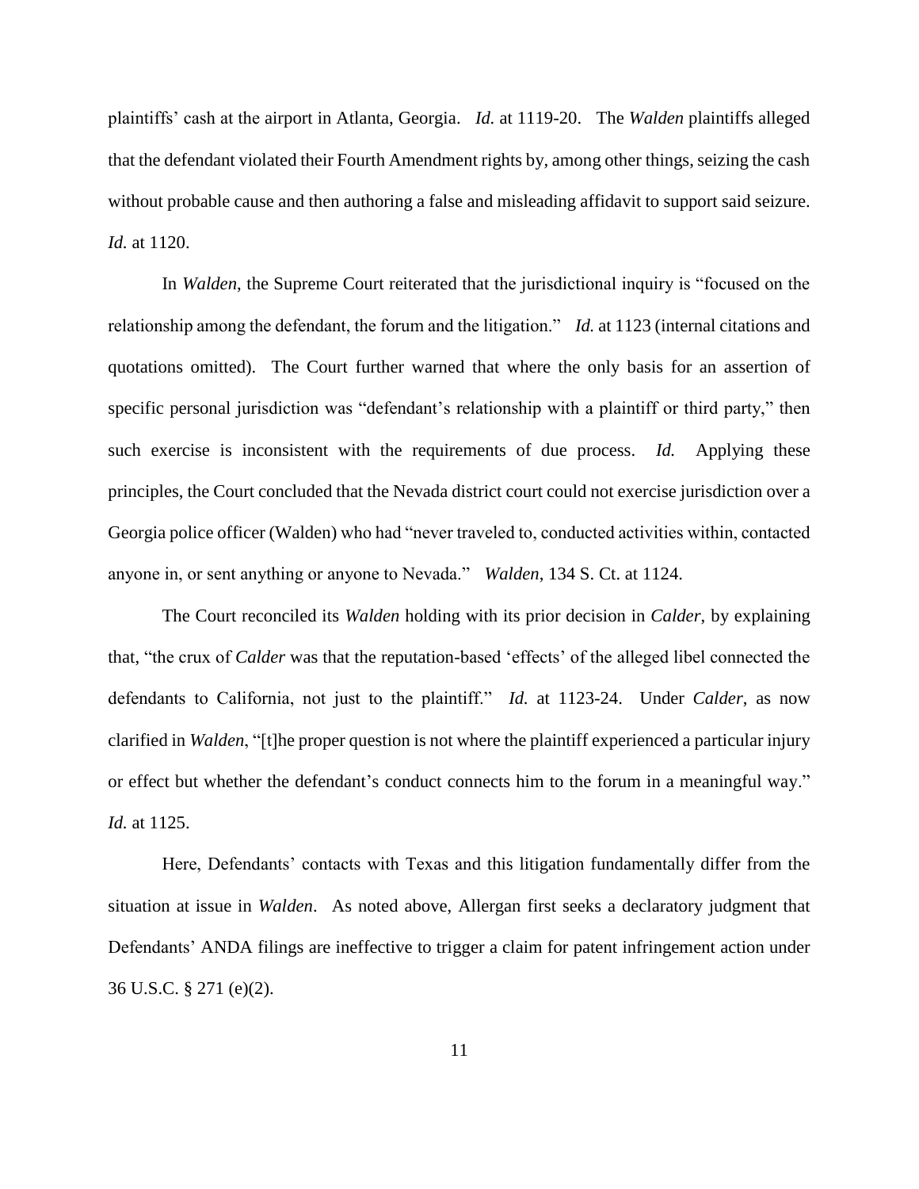plaintiffs' cash at the airport in Atlanta, Georgia. *Id.* at 1119-20. The *Walden* plaintiffs alleged that the defendant violated their Fourth Amendment rights by, among other things, seizing the cash without probable cause and then authoring a false and misleading affidavit to support said seizure. *Id.* at 1120.

In *Walden*, the Supreme Court reiterated that the jurisdictional inquiry is "focused on the relationship among the defendant, the forum and the litigation." *Id.* at 1123 (internal citations and quotations omitted). The Court further warned that where the only basis for an assertion of specific personal jurisdiction was "defendant's relationship with a plaintiff or third party," then such exercise is inconsistent with the requirements of due process. *Id.* Applying these principles, the Court concluded that the Nevada district court could not exercise jurisdiction over a Georgia police officer (Walden) who had "never traveled to, conducted activities within, contacted anyone in, or sent anything or anyone to Nevada." *Walden*, 134 S. Ct. at 1124.

The Court reconciled its *Walden* holding with its prior decision in *Calder*, by explaining that, "the crux of *Calder* was that the reputation-based 'effects' of the alleged libel connected the defendants to California, not just to the plaintiff." *Id.* at 1123-24. Under *Calder*, as now clarified in *Walden*, "[t]he proper question is not where the plaintiff experienced a particular injury or effect but whether the defendant's conduct connects him to the forum in a meaningful way." *Id.* at 1125.

Here, Defendants' contacts with Texas and this litigation fundamentally differ from the situation at issue in *Walden*. As noted above, Allergan first seeks a declaratory judgment that Defendants' ANDA filings are ineffective to trigger a claim for patent infringement action under 36 U.S.C. § 271 (e)(2).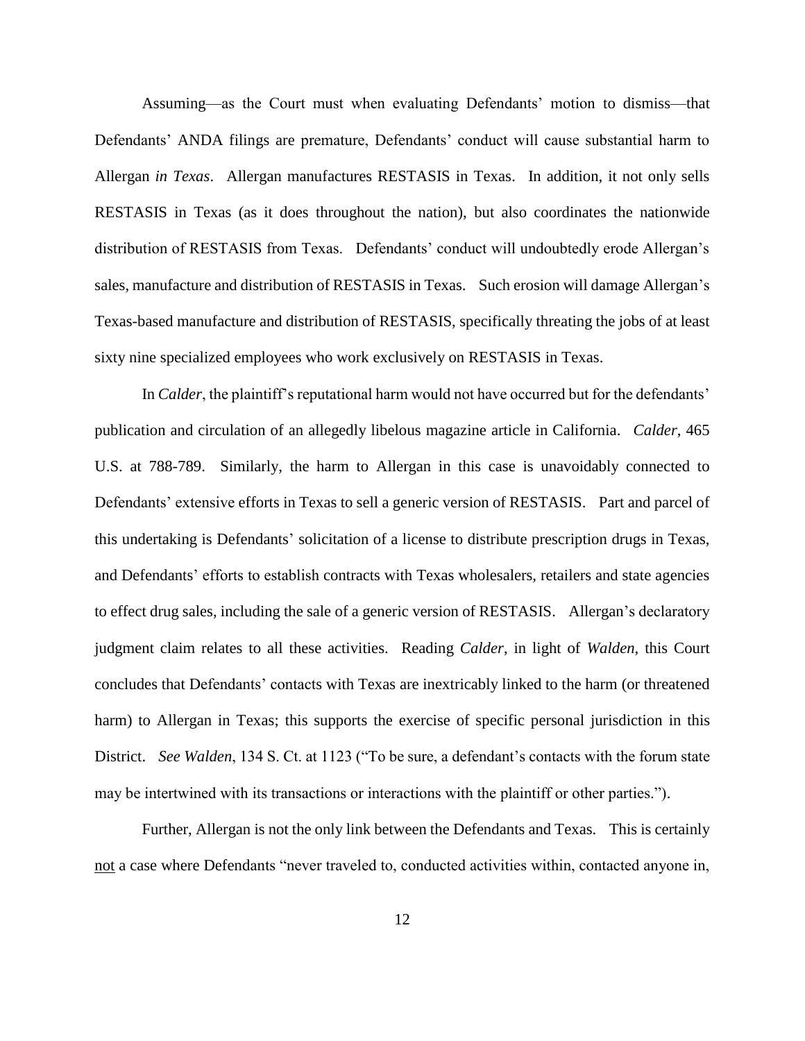Assuming—as the Court must when evaluating Defendants' motion to dismiss—that Defendants' ANDA filings are premature, Defendants' conduct will cause substantial harm to Allergan *in Texas*. Allergan manufactures RESTASIS in Texas. In addition, it not only sells RESTASIS in Texas (as it does throughout the nation), but also coordinates the nationwide distribution of RESTASIS from Texas. Defendants' conduct will undoubtedly erode Allergan's sales, manufacture and distribution of RESTASIS in Texas. Such erosion will damage Allergan's Texas-based manufacture and distribution of RESTASIS, specifically threating the jobs of at least sixty nine specialized employees who work exclusively on RESTASIS in Texas.

In *Calder*, the plaintiff's reputational harm would not have occurred but for the defendants' publication and circulation of an allegedly libelous magazine article in California. *Calder*, 465 U.S. at 788-789. Similarly, the harm to Allergan in this case is unavoidably connected to Defendants' extensive efforts in Texas to sell a generic version of RESTASIS. Part and parcel of this undertaking is Defendants' solicitation of a license to distribute prescription drugs in Texas, and Defendants' efforts to establish contracts with Texas wholesalers, retailers and state agencies to effect drug sales, including the sale of a generic version of RESTASIS. Allergan's declaratory judgment claim relates to all these activities. Reading *Calder*, in light of *Walden*, this Court concludes that Defendants' contacts with Texas are inextricably linked to the harm (or threatened harm) to Allergan in Texas; this supports the exercise of specific personal jurisdiction in this District. *See Walden*, 134 S. Ct. at 1123 ("To be sure, a defendant's contacts with the forum state may be intertwined with its transactions or interactions with the plaintiff or other parties.").

Further, Allergan is not the only link between the Defendants and Texas. This is certainly <u>not</u> a case where Defendants "never traveled to, conducted activities within, contacted anyone in,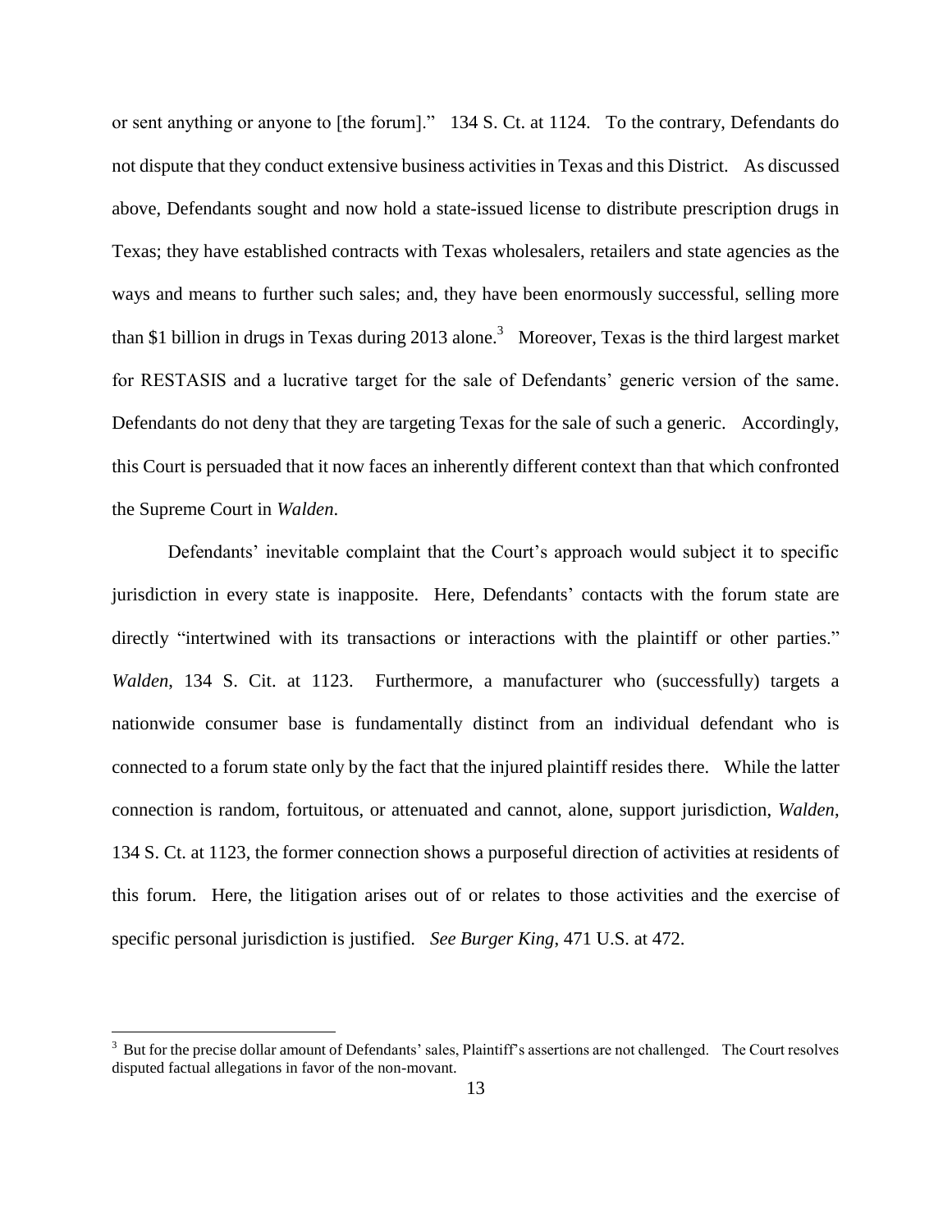or sent anything or anyone to [the forum]." 134 S. Ct. at 1124. To the contrary, Defendants do not dispute that they conduct extensive business activities in Texas and this District. As discussed above, Defendants sought and now hold a state-issued license to distribute prescription drugs in Texas; they have established contracts with Texas wholesalers, retailers and state agencies as the ways and means to further such sales; and, they have been enormously successful, selling more than $1 billion in drugs in Texas during 2013 alone.[3] Moreover, Texas is the third largest market for RESTASIS and a lucrative target for the sale of Defendants' generic version of the same. Defendants do not deny that they are targeting Texas for the sale of such a generic. Accordingly, this Court is persuaded that it now faces an inherently different context than that which confronted the Supreme Court in *Walden*.

Defendants' inevitable complaint that the Court's approach would subject it to specific jurisdiction in every state is inapposite. Here, Defendants' contacts with the forum state are directly "intertwined with its transactions or interactions with the plaintiff or other parties." *Walden*, 134 S. Cit. at 1123. Furthermore, a manufacturer who (successfully) targets a nationwide consumer base is fundamentally distinct from an individual defendant who is connected to a forum state only by the fact that the injured plaintiff resides there. While the latter connection is random, fortuitous, or attenuated and cannot, alone, support jurisdiction, *Walden*, 134 S. Ct. at 1123, the former connection shows a purposeful direction of activities at residents of this forum. Here, the litigation arises out of or relates to those activities and the exercise of specific personal jurisdiction is justified. *See Burger King*, 471 U.S. at 472.

[3] But for the precise dollar amount of Defendants' sales, Plaintiff's assertions are not challenged. The Court resolves disputed factual allegations in favor of the non-movant.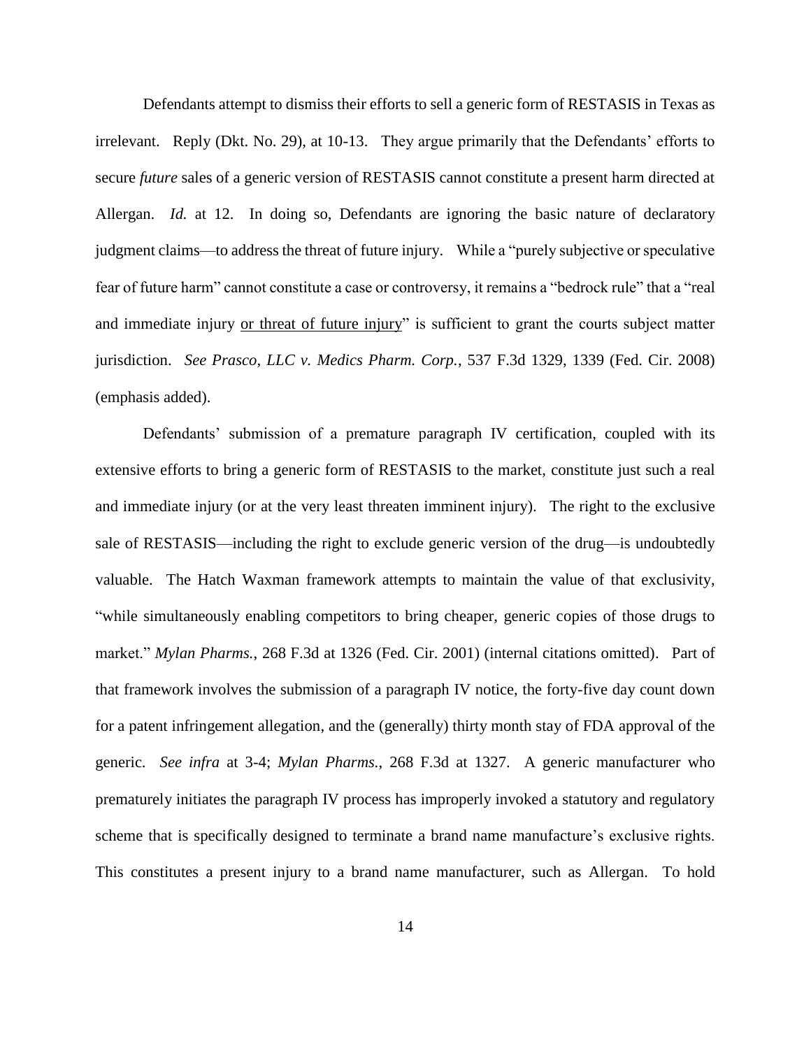Defendants attempt to dismiss their efforts to sell a generic form of RESTASIS in Texas as irrelevant. Reply (Dkt. No. 29), at 10-13. They argue primarily that the Defendants' efforts to secure *future* sales of a generic version of RESTASIS cannot constitute a present harm directed at Allergan. *Id.* at 12. In doing so, Defendants are ignoring the basic nature of declaratory judgment claims—to address the threat of future injury. While a "purely subjective or speculative fear of future harm" cannot constitute a case or controversy, it remains a "bedrock rule" that a "real and immediate injury <u>or threat of future injury</u>" is sufficient to grant the courts subject matter jurisdiction. *See Prasco, LLC v. Medics Pharm. Corp.*, 537 F.3d 1329, 1339 (Fed. Cir. 2008) (emphasis added).

Defendants' submission of a premature paragraph IV certification, coupled with its extensive efforts to bring a generic form of RESTASIS to the market, constitute just such a real and immediate injury (or at the very least threaten imminent injury). The right to the exclusive sale of RESTASIS—including the right to exclude generic version of the drug—is undoubtedly valuable. The Hatch Waxman framework attempts to maintain the value of that exclusivity, "while simultaneously enabling competitors to bring cheaper, generic copies of those drugs to market." *Mylan Pharms.*, 268 F.3d at 1326 (Fed. Cir. 2001) (internal citations omitted). Part of that framework involves the submission of a paragraph IV notice, the forty-five day count down for a patent infringement allegation, and the (generally) thirty month stay of FDA approval of the generic. *See infra* at 3-4; *Mylan Pharms.*, 268 F.3d at 1327. A generic manufacturer who prematurely initiates the paragraph IV process has improperly invoked a statutory and regulatory scheme that is specifically designed to terminate a brand name manufacture's exclusive rights. This constitutes a present injury to a brand name manufacturer, such as Allergan. To hold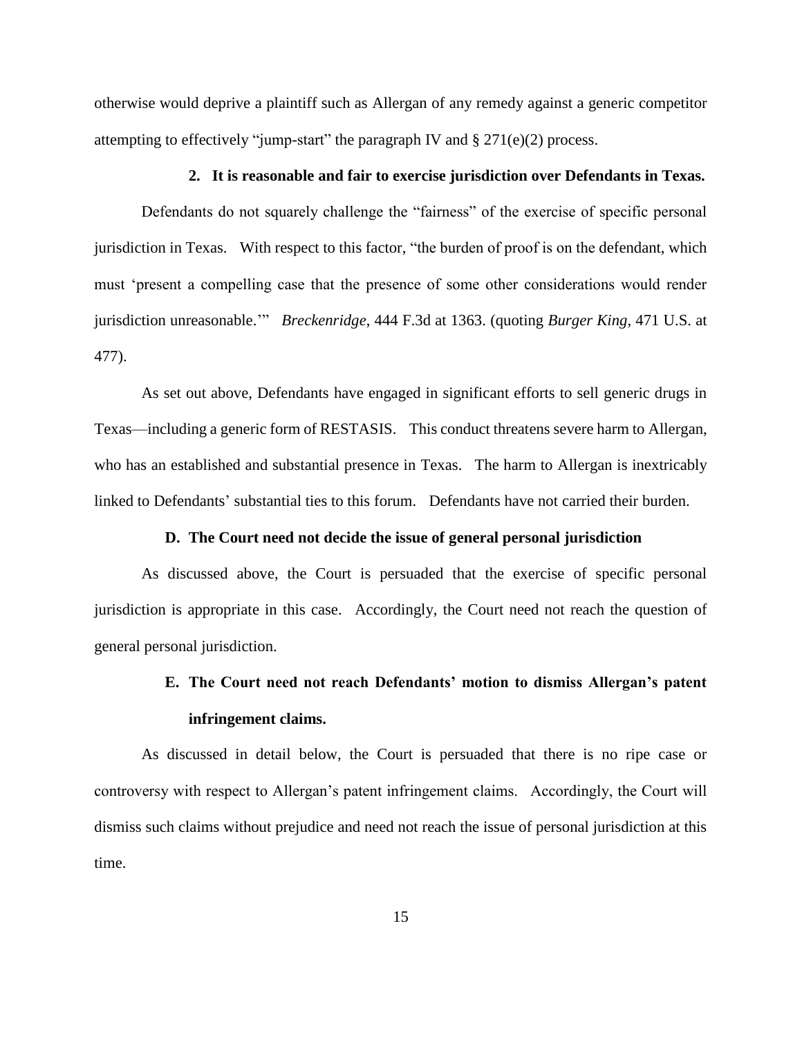otherwise would deprive a plaintiff such as Allergan of any remedy against a generic competitor attempting to effectively "jump-start" the paragraph IV and § 271(e)(2) process.

### 2. It is reasonable and fair to exercise jurisdiction over Defendants in Texas.

Defendants do not squarely challenge the "fairness" of the exercise of specific personal jurisdiction in Texas. With respect to this factor, "the burden of proof is on the defendant, which must 'present a compelling case that the presence of some other considerations would render jurisdiction unreasonable.'" *Breckenridge*, 444 F.3d at 1363. (quoting *Burger King*, 471 U.S. at 477).

As set out above, Defendants have engaged in significant efforts to sell generic drugs in Texas—including a generic form of RESTASIS. This conduct threatens severe harm to Allergan, who has an established and substantial presence in Texas. The harm to Allergan is inextricably linked to Defendants' substantial ties to this forum. Defendants have not carried their burden.

## D. The Court need not decide the issue of general personal jurisdiction

As discussed above, the Court is persuaded that the exercise of specific personal jurisdiction is appropriate in this case. Accordingly, the Court need not reach the question of general personal jurisdiction.

## E. The Court need not reach Defendants' motion to dismiss Allergan's patent infringement claims.

As discussed in detail below, the Court is persuaded that there is no ripe case or controversy with respect to Allergan's patent infringement claims. Accordingly, the Court will dismiss such claims without prejudice and need not reach the issue of personal jurisdiction at this time.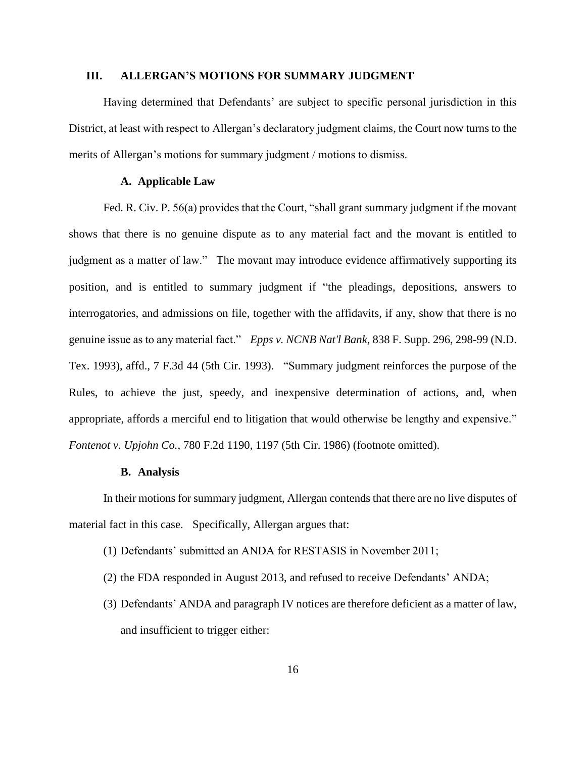## III. ALLERGAN'S MOTIONS FOR SUMMARY JUDGMENT

Having determined that Defendants' are subject to specific personal jurisdiction in this District, at least with respect to Allergan's declaratory judgment claims, the Court now turns to the merits of Allergan's motions for summary judgment / motions to dismiss.

### A. Applicable Law

Fed. R. Civ. P. 56(a) provides that the Court, "shall grant summary judgment if the movant shows that there is no genuine dispute as to any material fact and the movant is entitled to judgment as a matter of law." The movant may introduce evidence affirmatively supporting its position, and is entitled to summary judgment if "the pleadings, depositions, answers to interrogatories, and admissions on file, together with the affidavits, if any, show that there is no genuine issue as to any material fact." *Epps v. NCNB Nat'l Bank*, 838 F. Supp. 296, 298-99 (N.D. Tex. 1993), affd., 7 F.3d 44 (5th Cir. 1993). "Summary judgment reinforces the purpose of the Rules, to achieve the just, speedy, and inexpensive determination of actions, and, when appropriate, affords a merciful end to litigation that would otherwise be lengthy and expensive." *Fontenot v. Upjohn Co.*, 780 F.2d 1190, 1197 (5th Cir. 1986) (footnote omitted).

### B. Analysis

In their motions for summary judgment, Allergan contends that there are no live disputes of material fact in this case. Specifically, Allergan argues that:

(1) Defendants' submitted an ANDA for RESTASIS in November 2011;

(2) the FDA responded in August 2013, and refused to receive Defendants' ANDA;

(3) Defendants' ANDA and paragraph IV notices are therefore deficient as a matter of law, and insufficient to trigger either: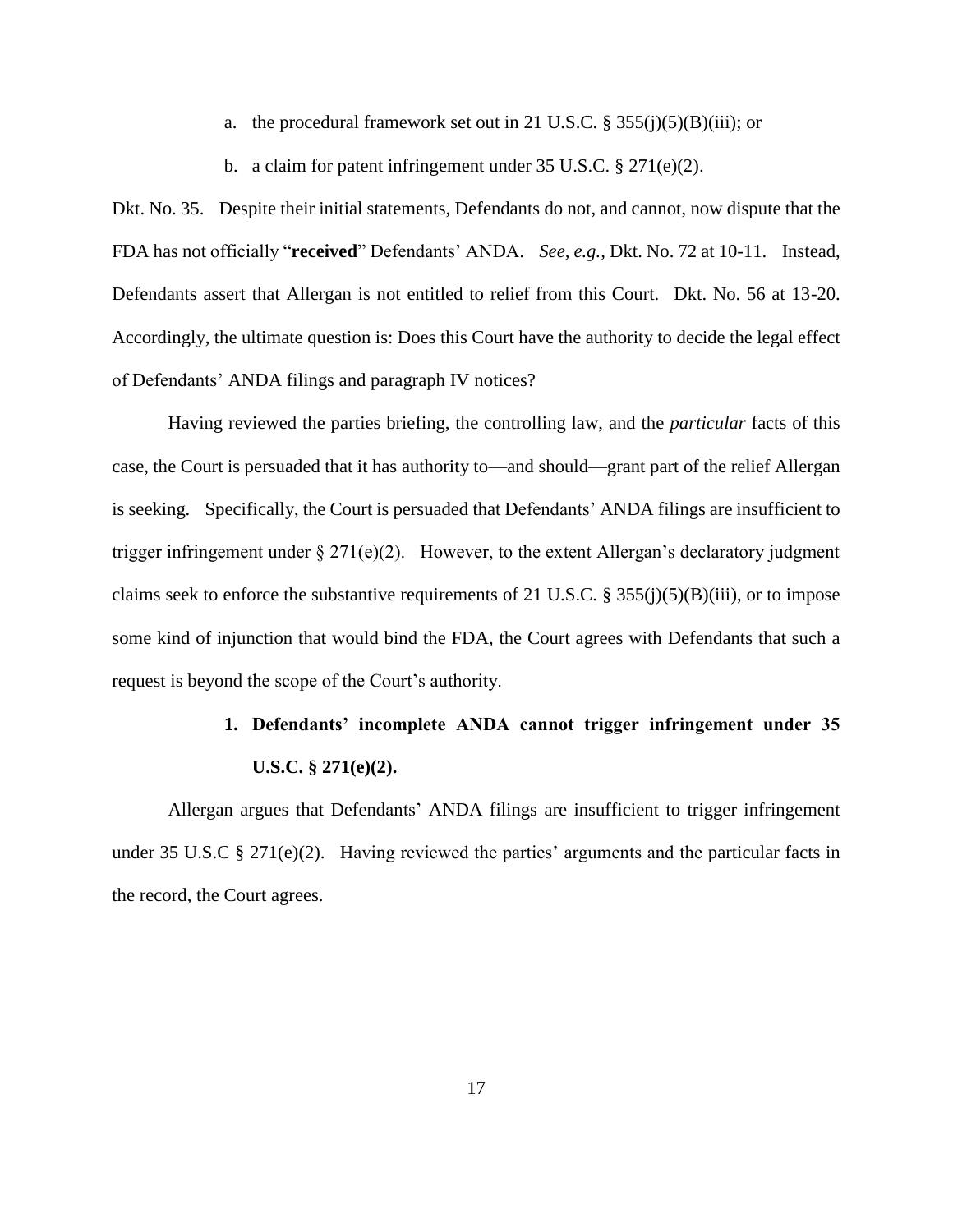a. the procedural framework set out in 21 U.S.C. § 355(j)(5)(B)(iii); or

b. a claim for patent infringement under 35 U.S.C. § 271(e)(2).

Dkt. No. 35. Despite their initial statements, Defendants do not, and cannot, now dispute that the FDA has not officially "**received**" Defendants' ANDA. *See, e.g.,* Dkt. No. 72 at 10-11. Instead, Defendants assert that Allergan is not entitled to relief from this Court. Dkt. No. 56 at 13-20. Accordingly, the ultimate question is: Does this Court have the authority to decide the legal effect of Defendants' ANDA filings and paragraph IV notices?

Having reviewed the parties briefing, the controlling law, and the *particular* facts of this case, the Court is persuaded that it has authority to—and should—grant part of the relief Allergan is seeking. Specifically, the Court is persuaded that Defendants' ANDA filings are insufficient to trigger infringement under § 271(e)(2). However, to the extent Allergan's declaratory judgment claims seek to enforce the substantive requirements of 21 U.S.C. § 355(j)(5)(B)(iii), or to impose some kind of injunction that would bind the FDA, the Court agrees with Defendants that such a request is beyond the scope of the Court's authority.

**1. Defendants' incomplete ANDA cannot trigger infringement under 35 U.S.C. § 271(e)(2).**

Allergan argues that Defendants' ANDA filings are insufficient to trigger infringement under 35 U.S.C § 271(e)(2). Having reviewed the parties' arguments and the particular facts in the record, the Court agrees.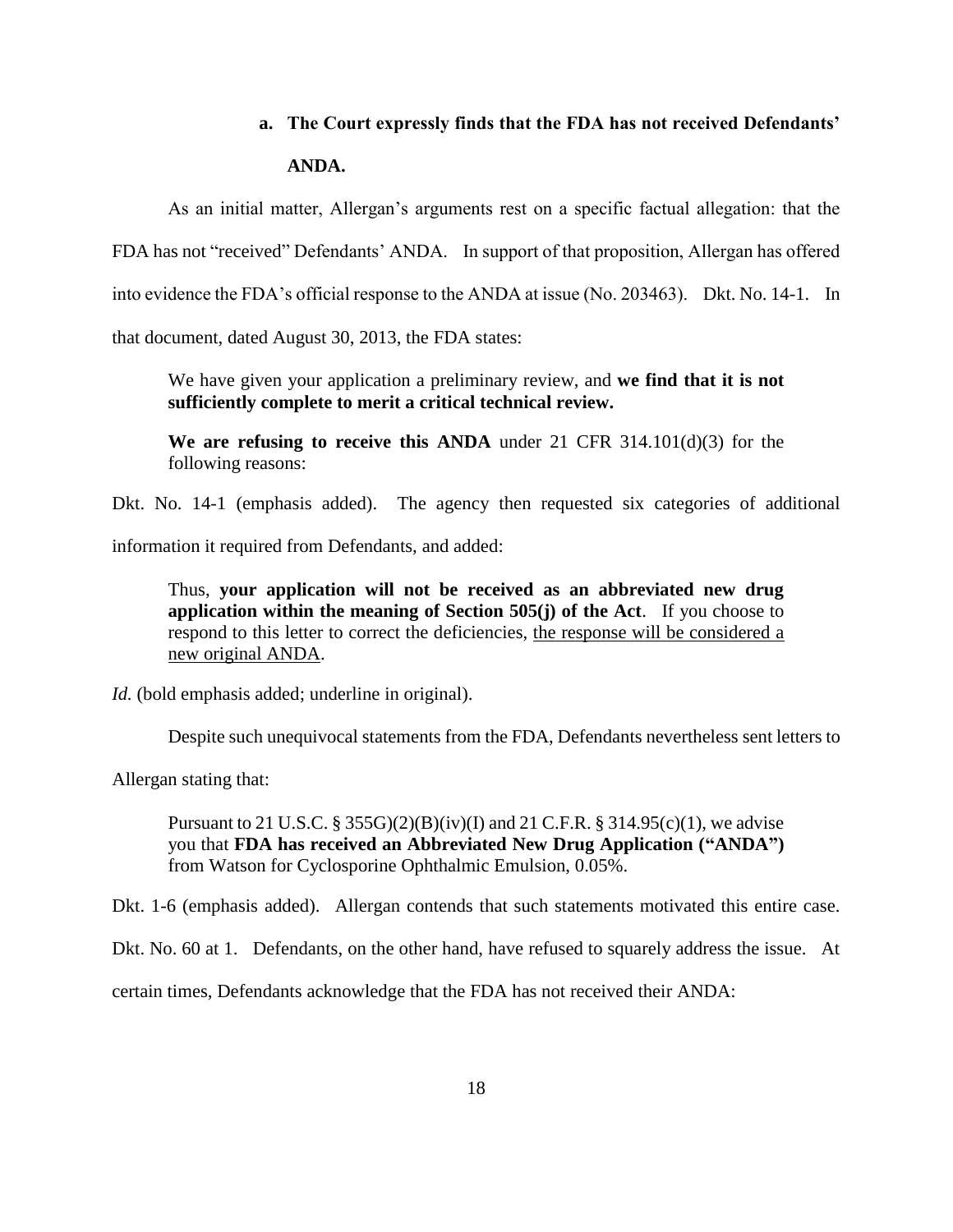**a. The Court expressly finds that the FDA has not received Defendants' ANDA.**

As an initial matter, Allergan's arguments rest on a specific factual allegation: that the FDA has not "received" Defendants' ANDA. In support of that proposition, Allergan has offered into evidence the FDA's official response to the ANDA at issue (No. 203463). Dkt. No. 14-1. In that document, dated August 30, 2013, the FDA states:

> We have given your application a preliminary review, and **we find that it is not sufficiently complete to merit a critical technical review.**
>
> **We are refusing to receive this ANDA** under 21 CFR 314.101(d)(3) for the following reasons:

Dkt. No. 14-1 (emphasis added). The agency then requested six categories of additional information it required from Defendants, and added:

> Thus, **your application will not be received as an abbreviated new drug application within the meaning of Section 505(j) of the Act**. If you choose to respond to this letter to correct the deficiencies, <u>the response will be considered a new original ANDA</u>.

*Id.* (bold emphasis added; underline in original).

Despite such unequivocal statements from the FDA, Defendants nevertheless sent letters to Allergan stating that:

> Pursuant to 21 U.S.C. § 355G)(2)(B)(iv)(I) and 21 C.F.R. § 314.95(c)(1), we advise you that **FDA has received an Abbreviated New Drug Application ("ANDA")** from Watson for Cyclosporine Ophthalmic Emulsion, 0.05%.

Dkt. 1-6 (emphasis added). Allergan contends that such statements motivated this entire case. Dkt. No. 60 at 1. Defendants, on the other hand, have refused to squarely address the issue. At certain times, Defendants acknowledge that the FDA has not received their ANDA: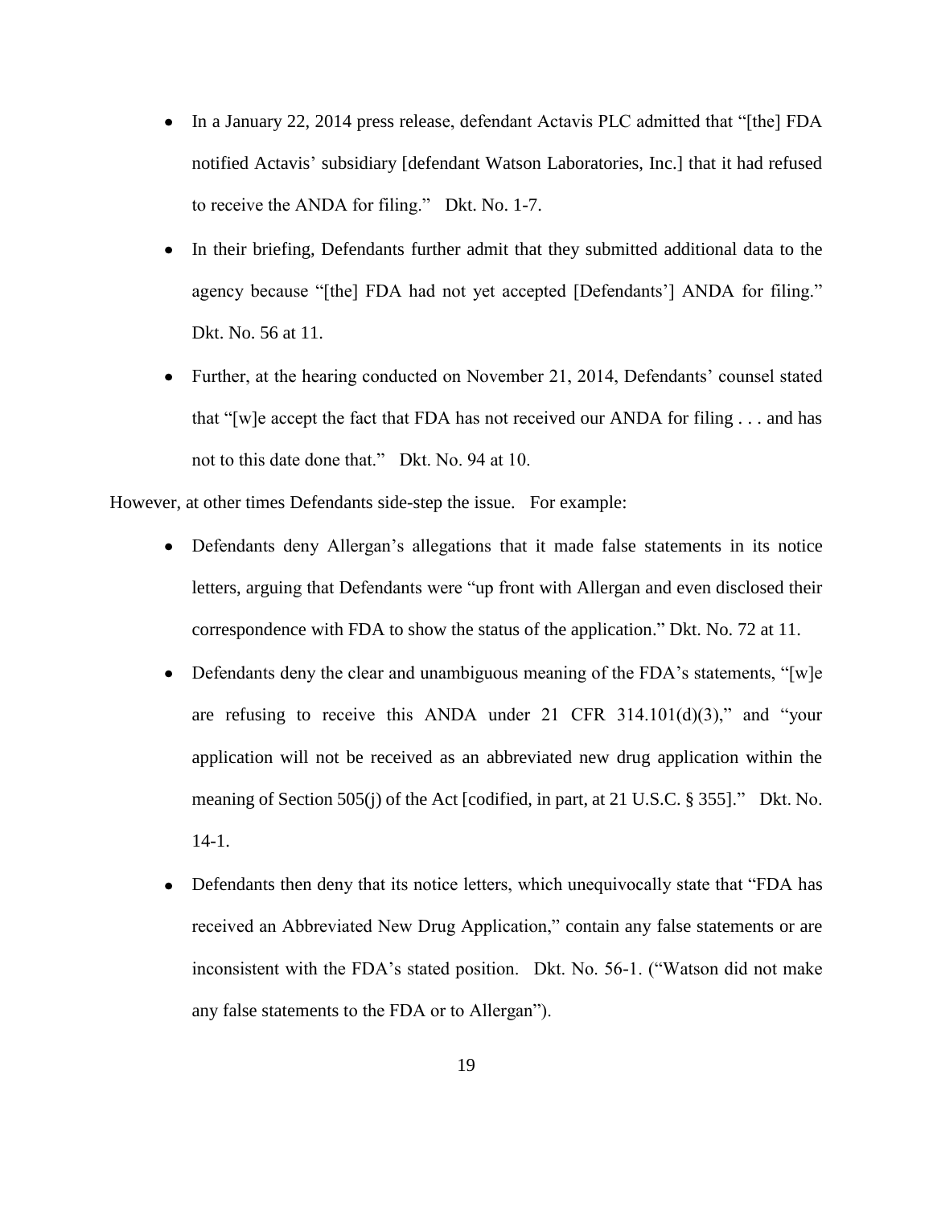- In a January 22, 2014 press release, defendant Actavis PLC admitted that "[the] FDA notified Actavis' subsidiary [defendant Watson Laboratories, Inc.] that it had refused to receive the ANDA for filing." Dkt. No. 1-7.
- In their briefing, Defendants further admit that they submitted additional data to the agency because "[the] FDA had not yet accepted [Defendants'] ANDA for filing." Dkt. No. 56 at 11.
- Further, at the hearing conducted on November 21, 2014, Defendants' counsel stated that "[w]e accept the fact that FDA has not received our ANDA for filing . . . and has not to this date done that." Dkt. No. 94 at 10.

However, at other times Defendants side-step the issue. For example:

- Defendants deny Allergan's allegations that it made false statements in its notice letters, arguing that Defendants were "up front with Allergan and even disclosed their correspondence with FDA to show the status of the application." Dkt. No. 72 at 11.
- Defendants deny the clear and unambiguous meaning of the FDA's statements, "[w]e are refusing to receive this ANDA under 21 CFR 314.101(d)(3)," and "your application will not be received as an abbreviated new drug application within the meaning of Section 505(j) of the Act [codified, in part, at 21 U.S.C. § 355]." Dkt. No. 14-1.
- Defendants then deny that its notice letters, which unequivocally state that "FDA has received an Abbreviated New Drug Application," contain any false statements or are inconsistent with the FDA's stated position. Dkt. No. 56-1. ("Watson did not make any false statements to the FDA or to Allergan").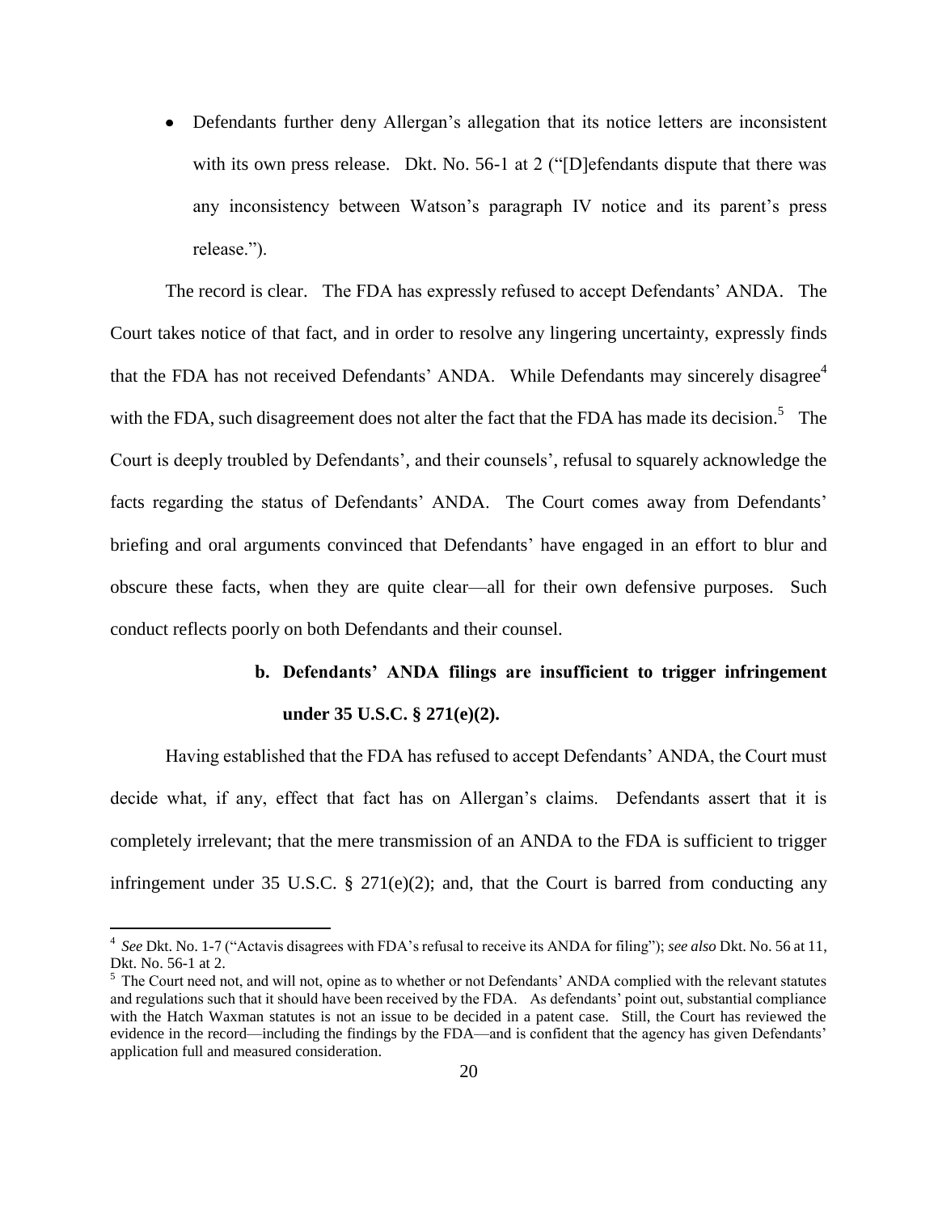- Defendants further deny Allergan's allegation that its notice letters are inconsistent with its own press release. Dkt. No. 56-1 at 2 ("[D]efendants dispute that there was any inconsistency between Watson's paragraph IV notice and its parent's press release.").

The record is clear. The FDA has expressly refused to accept Defendants' ANDA. The Court takes notice of that fact, and in order to resolve any lingering uncertainty, expressly finds that the FDA has not received Defendants' ANDA. While Defendants may sincerely disagree[4] with the FDA, such disagreement does not alter the fact that the FDA has made its decision.[5] The Court is deeply troubled by Defendants', and their counsels', refusal to squarely acknowledge the facts regarding the status of Defendants' ANDA. The Court comes away from Defendants' briefing and oral arguments convinced that Defendants' have engaged in an effort to blur and obscure these facts, when they are quite clear—all for their own defensive purposes. Such conduct reflects poorly on both Defendants and their counsel.

### b. Defendants' ANDA filings are insufficient to trigger infringement under 35 U.S.C. § 271(e)(2).

Having established that the FDA has refused to accept Defendants' ANDA, the Court must decide what, if any, effect that fact has on Allergan's claims. Defendants assert that it is completely irrelevant; that the mere transmission of an ANDA to the FDA is sufficient to trigger infringement under 35 U.S.C. § 271(e)(2); and, that the Court is barred from conducting any

---

[4] *See* Dkt. No. 1-7 ("Actavis disagrees with FDA's refusal to receive its ANDA for filing"); *see also* Dkt. No. 56 at 11, Dkt. No. 56-1 at 2.

[5] The Court need not, and will not, opine as to whether or not Defendants' ANDA complied with the relevant statutes and regulations such that it should have been received by the FDA. As defendants' point out, substantial compliance with the Hatch Waxman statutes is not an issue to be decided in a patent case. Still, the Court has reviewed the evidence in the record—including the findings by the FDA—and is confident that the agency has given Defendants' application full and measured consideration.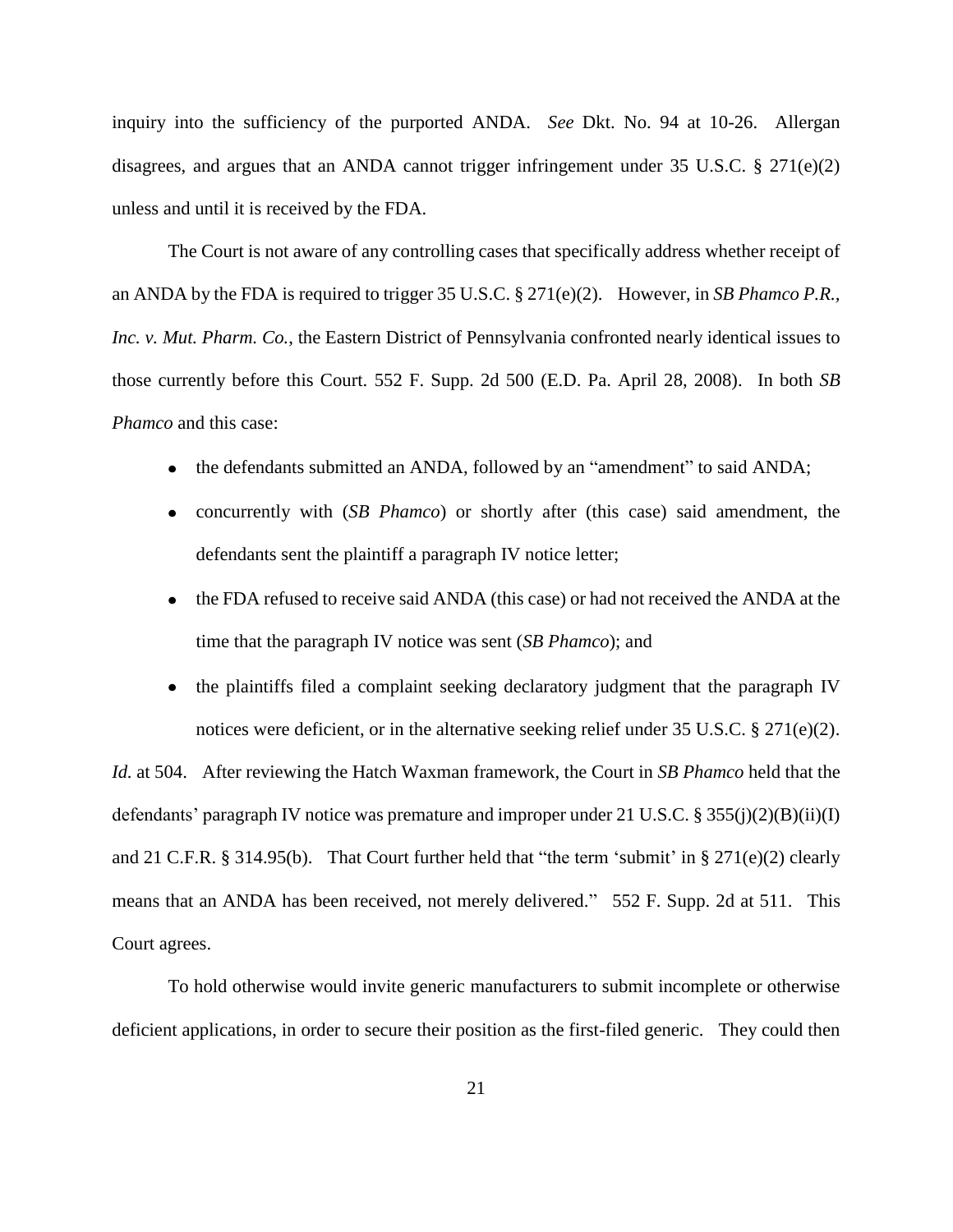inquiry into the sufficiency of the purported ANDA. *See* Dkt. No. 94 at 10-26. Allergan disagrees, and argues that an ANDA cannot trigger infringement under 35 U.S.C. § 271(e)(2) unless and until it is received by the FDA.

The Court is not aware of any controlling cases that specifically address whether receipt of an ANDA by the FDA is required to trigger 35 U.S.C. § 271(e)(2). However, in *SB Phamco P.R., Inc. v. Mut. Pharm. Co.*, the Eastern District of Pennsylvania confronted nearly identical issues to those currently before this Court. 552 F. Supp. 2d 500 (E.D. Pa. April 28, 2008). In both *SB Phamco* and this case:

- the defendants submitted an ANDA, followed by an "amendment" to said ANDA;
- concurrently with (*SB Phamco*) or shortly after (this case) said amendment, the defendants sent the plaintiff a paragraph IV notice letter;
- the FDA refused to receive said ANDA (this case) or had not received the ANDA at the time that the paragraph IV notice was sent (*SB Phamco*); and
- the plaintiffs filed a complaint seeking declaratory judgment that the paragraph IV notices were deficient, or in the alternative seeking relief under 35 U.S.C. § 271(e)(2).

*Id.* at 504. After reviewing the Hatch Waxman framework, the Court in *SB Phamco* held that the defendants' paragraph IV notice was premature and improper under 21 U.S.C. § 355(j)(2)(B)(ii)(I) and 21 C.F.R. § 314.95(b). That Court further held that "the term 'submit' in § 271(e)(2) clearly means that an ANDA has been received, not merely delivered." 552 F. Supp. 2d at 511. This Court agrees.

To hold otherwise would invite generic manufacturers to submit incomplete or otherwise deficient applications, in order to secure their position as the first-filed generic. They could then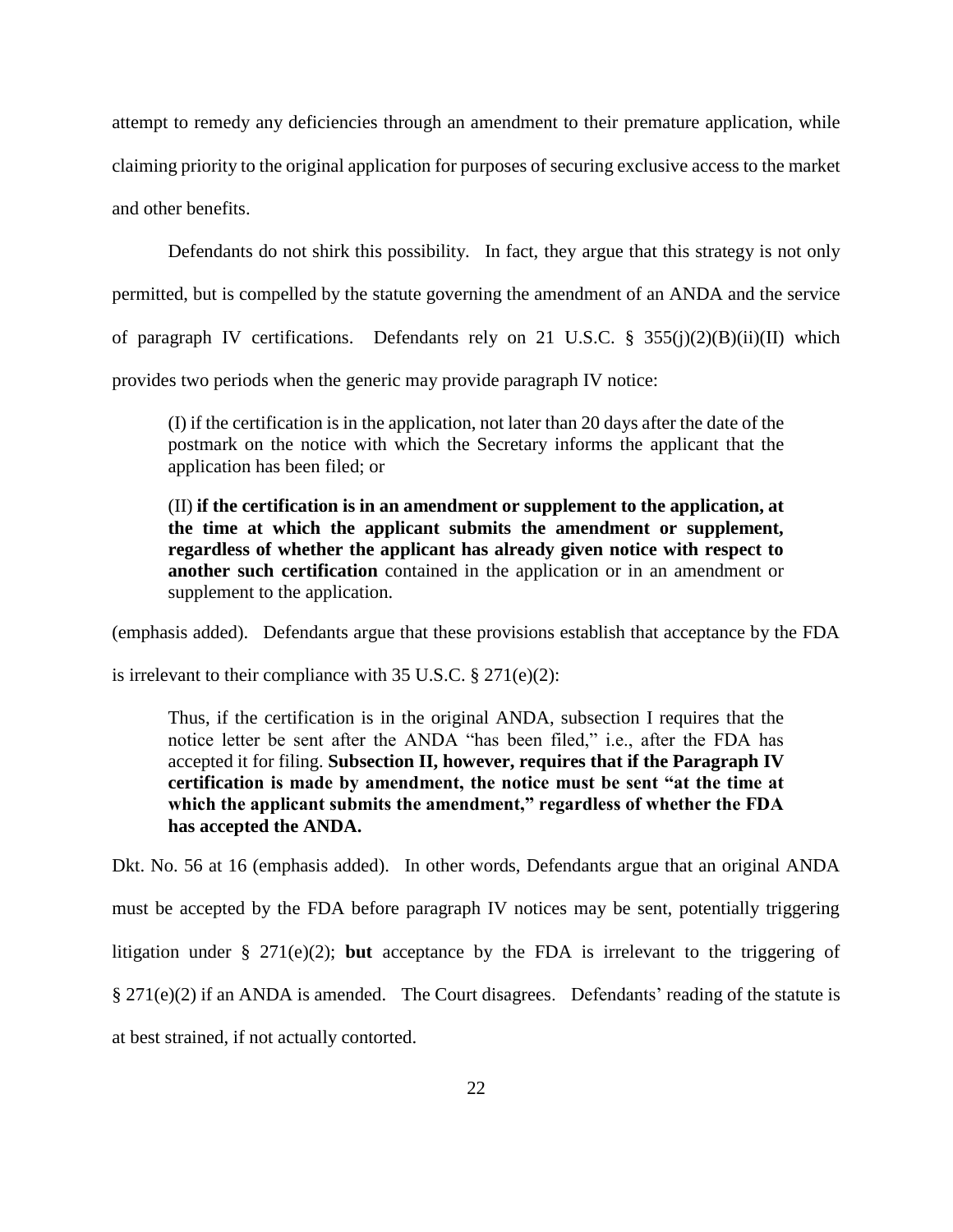attempt to remedy any deficiencies through an amendment to their premature application, while claiming priority to the original application for purposes of securing exclusive access to the market and other benefits.

Defendants do not shirk this possibility. In fact, they argue that this strategy is not only permitted, but is compelled by the statute governing the amendment of an ANDA and the service of paragraph IV certifications. Defendants rely on 21 U.S.C. § 355(j)(2)(B)(ii)(II) which provides two periods when the generic may provide paragraph IV notice:

> (I) if the certification is in the application, not later than 20 days after the date of the postmark on the notice with which the Secretary informs the applicant that the application has been filed; or
>
> (II) **if the certification is in an amendment or supplement to the application, at the time at which the applicant submits the amendment or supplement, regardless of whether the applicant has already given notice with respect to another such certification** contained in the application or in an amendment or supplement to the application.

(emphasis added). Defendants argue that these provisions establish that acceptance by the FDA is irrelevant to their compliance with 35 U.S.C. § 271(e)(2):

> Thus, if the certification is in the original ANDA, subsection I requires that the notice letter be sent after the ANDA "has been filed," i.e., after the FDA has accepted it for filing. **Subsection II, however, requires that if the Paragraph IV certification is made by amendment, the notice must be sent "at the time at which the applicant submits the amendment," regardless of whether the FDA has accepted the ANDA.**

Dkt. No. 56 at 16 (emphasis added). In other words, Defendants argue that an original ANDA must be accepted by the FDA before paragraph IV notices may be sent, potentially triggering litigation under § 271(e)(2); **but** acceptance by the FDA is irrelevant to the triggering of § 271(e)(2) if an ANDA is amended. The Court disagrees. Defendants' reading of the statute is at best strained, if not actually contorted.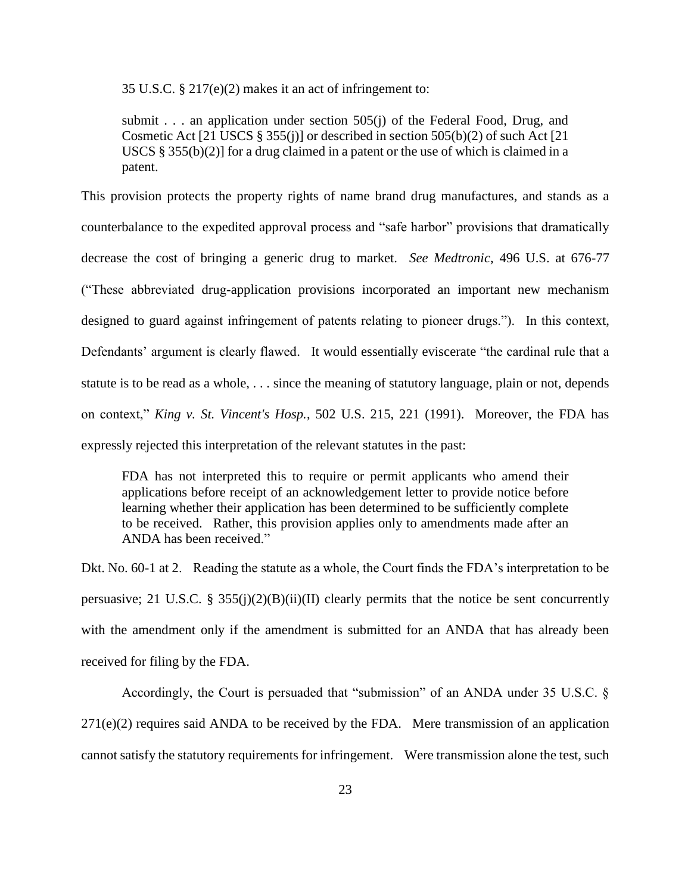35 U.S.C. § 217(e)(2) makes it an act of infringement to:

> submit . . . an application under section 505(j) of the Federal Food, Drug, and Cosmetic Act [21 USCS § 355(j)] or described in section 505(b)(2) of such Act [21 USCS § 355(b)(2)] for a drug claimed in a patent or the use of which is claimed in a patent.

This provision protects the property rights of name brand drug manufactures, and stands as a counterbalance to the expedited approval process and "safe harbor" provisions that dramatically decrease the cost of bringing a generic drug to market. *See Medtronic*, 496 U.S. at 676-77 ("These abbreviated drug-application provisions incorporated an important new mechanism designed to guard against infringement of patents relating to pioneer drugs."). In this context, Defendants' argument is clearly flawed. It would essentially eviscerate "the cardinal rule that a statute is to be read as a whole, . . . since the meaning of statutory language, plain or not, depends on context," *King v. St. Vincent's Hosp.*, 502 U.S. 215, 221 (1991). Moreover, the FDA has expressly rejected this interpretation of the relevant statutes in the past:

> FDA has not interpreted this to require or permit applicants who amend their applications before receipt of an acknowledgement letter to provide notice before learning whether their application has been determined to be sufficiently complete to be received. Rather, this provision applies only to amendments made after an ANDA has been received."

Dkt. No. 60-1 at 2. Reading the statute as a whole, the Court finds the FDA's interpretation to be persuasive; 21 U.S.C. § 355(j)(2)(B)(ii)(II) clearly permits that the notice be sent concurrently with the amendment only if the amendment is submitted for an ANDA that has already been received for filing by the FDA.

Accordingly, the Court is persuaded that "submission" of an ANDA under 35 U.S.C. § 271(e)(2) requires said ANDA to be received by the FDA. Mere transmission of an application cannot satisfy the statutory requirements for infringement. Were transmission alone the test, such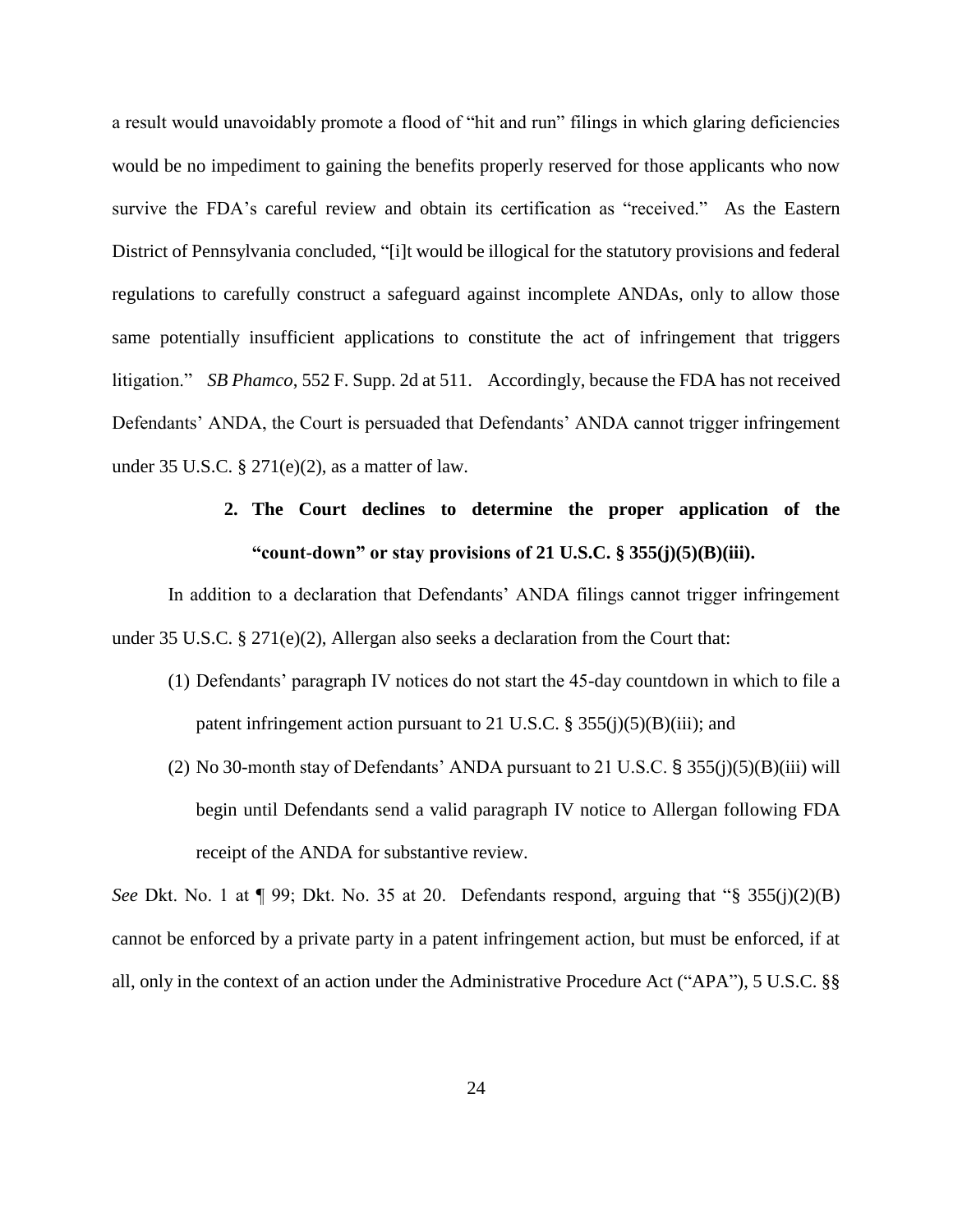a result would unavoidably promote a flood of "hit and run" filings in which glaring deficiencies would be no impediment to gaining the benefits properly reserved for those applicants who now survive the FDA's careful review and obtain its certification as "received." As the Eastern District of Pennsylvania concluded, "[i]t would be illogical for the statutory provisions and federal regulations to carefully construct a safeguard against incomplete ANDAs, only to allow those same potentially insufficient applications to constitute the act of infringement that triggers litigation." *SB Phamco*, 552 F. Supp. 2d at 511. Accordingly, because the FDA has not received Defendants' ANDA, the Court is persuaded that Defendants' ANDA cannot trigger infringement under 35 U.S.C. § 271(e)(2), as a matter of law.

### 2. The Court declines to determine the proper application of the "count-down" or stay provisions of 21 U.S.C. § 355(j)(5)(B)(iii).

In addition to a declaration that Defendants' ANDA filings cannot trigger infringement under 35 U.S.C. § 271(e)(2), Allergan also seeks a declaration from the Court that:

(1) Defendants' paragraph IV notices do not start the 45-day countdown in which to file a patent infringement action pursuant to 21 U.S.C. § 355(j)(5)(B)(iii); and

(2) No 30-month stay of Defendants' ANDA pursuant to 21 U.S.C. § 355(j)(5)(B)(iii) will begin until Defendants send a valid paragraph IV notice to Allergan following FDA receipt of the ANDA for substantive review.

*See* Dkt. No. 1 at ¶ 99; Dkt. No. 35 at 20. Defendants respond, arguing that "§ 355(j)(2)(B) cannot be enforced by a private party in a patent infringement action, but must be enforced, if at all, only in the context of an action under the Administrative Procedure Act ("APA"), 5 U.S.C. §§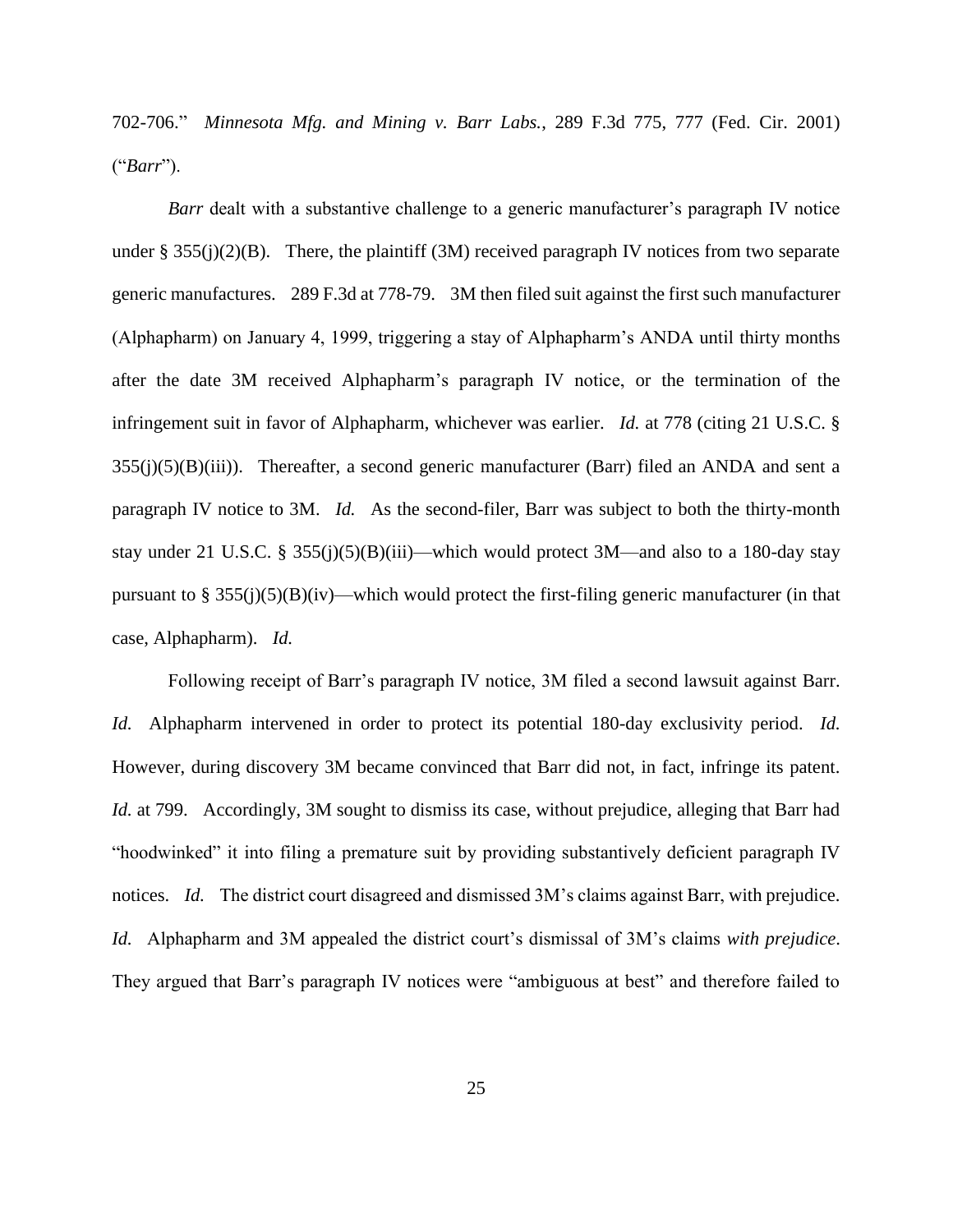702-706." *Minnesota Mfg. and Mining v. Barr Labs.*, 289 F.3d 775, 777 (Fed. Cir. 2001) ("*Barr*").

*Barr* dealt with a substantive challenge to a generic manufacturer's paragraph IV notice under § 355(j)(2)(B). There, the plaintiff (3M) received paragraph IV notices from two separate generic manufactures. 289 F.3d at 778-79. 3M then filed suit against the first such manufacturer (Alphapharm) on January 4, 1999, triggering a stay of Alphapharm's ANDA until thirty months after the date 3M received Alphapharm's paragraph IV notice, or the termination of the infringement suit in favor of Alphapharm, whichever was earlier. *Id.* at 778 (citing 21 U.S.C. § 355(j)(5)(B)(iii)). Thereafter, a second generic manufacturer (Barr) filed an ANDA and sent a paragraph IV notice to 3M. *Id.* As the second-filer, Barr was subject to both the thirty-month stay under 21 U.S.C. § 355(j)(5)(B)(iii)—which would protect 3M—and also to a 180-day stay pursuant to § 355(j)(5)(B)(iv)—which would protect the first-filing generic manufacturer (in that case, Alphapharm). *Id.*

Following receipt of Barr's paragraph IV notice, 3M filed a second lawsuit against Barr. *Id.* Alphapharm intervened in order to protect its potential 180-day exclusivity period. *Id.* However, during discovery 3M became convinced that Barr did not, in fact, infringe its patent. *Id.* at 799. Accordingly, 3M sought to dismiss its case, without prejudice, alleging that Barr had "hoodwinked" it into filing a premature suit by providing substantively deficient paragraph IV notices. *Id.* The district court disagreed and dismissed 3M's claims against Barr, with prejudice. *Id.* Alphapharm and 3M appealed the district court's dismissal of 3M's claims *with prejudice*. They argued that Barr's paragraph IV notices were "ambiguous at best" and therefore failed to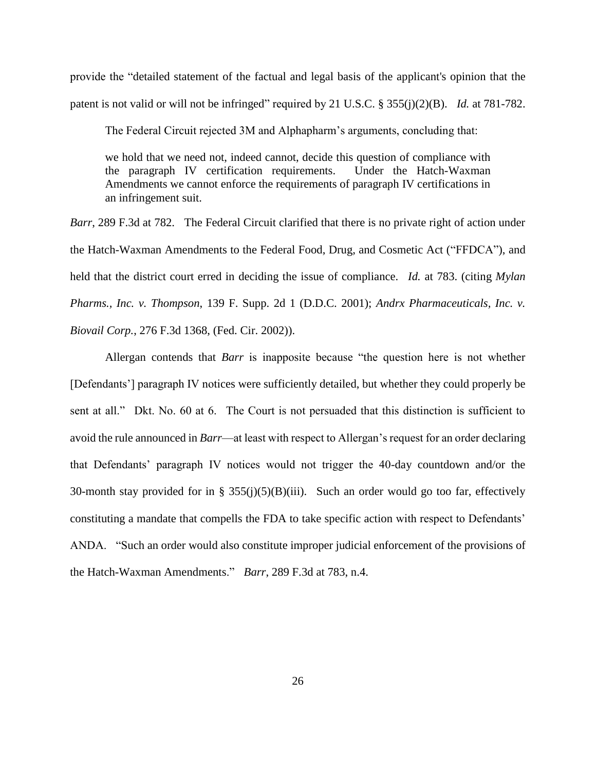provide the "detailed statement of the factual and legal basis of the applicant's opinion that the patent is not valid or will not be infringed" required by 21 U.S.C. § 355(j)(2)(B). *Id.* at 781-782.

The Federal Circuit rejected 3M and Alphapharm's arguments, concluding that:

> we hold that we need not, indeed cannot, decide this question of compliance with the paragraph IV certification requirements. Under the Hatch-Waxman Amendments we cannot enforce the requirements of paragraph IV certifications in an infringement suit.

*Barr*, 289 F.3d at 782. The Federal Circuit clarified that there is no private right of action under the Hatch-Waxman Amendments to the Federal Food, Drug, and Cosmetic Act ("FFDCA"), and held that the district court erred in deciding the issue of compliance. *Id.* at 783. (citing *Mylan Pharms., Inc. v. Thompson*, 139 F. Supp. 2d 1 (D.D.C. 2001); *Andrx Pharmaceuticals, Inc. v. Biovail Corp.*, 276 F.3d 1368, (Fed. Cir. 2002)).

Allergan contends that *Barr* is inapposite because "the question here is not whether [Defendants'] paragraph IV notices were sufficiently detailed, but whether they could properly be sent at all." Dkt. No. 60 at 6. The Court is not persuaded that this distinction is sufficient to avoid the rule announced in *Barr*—at least with respect to Allergan's request for an order declaring that Defendants' paragraph IV notices would not trigger the 40-day countdown and/or the 30-month stay provided for in § 355(j)(5)(B)(iii). Such an order would go too far, effectively constituting a mandate that compells the FDA to take specific action with respect to Defendants' ANDA. "Such an order would also constitute improper judicial enforcement of the provisions of the Hatch-Waxman Amendments." *Barr*, 289 F.3d at 783, n.4.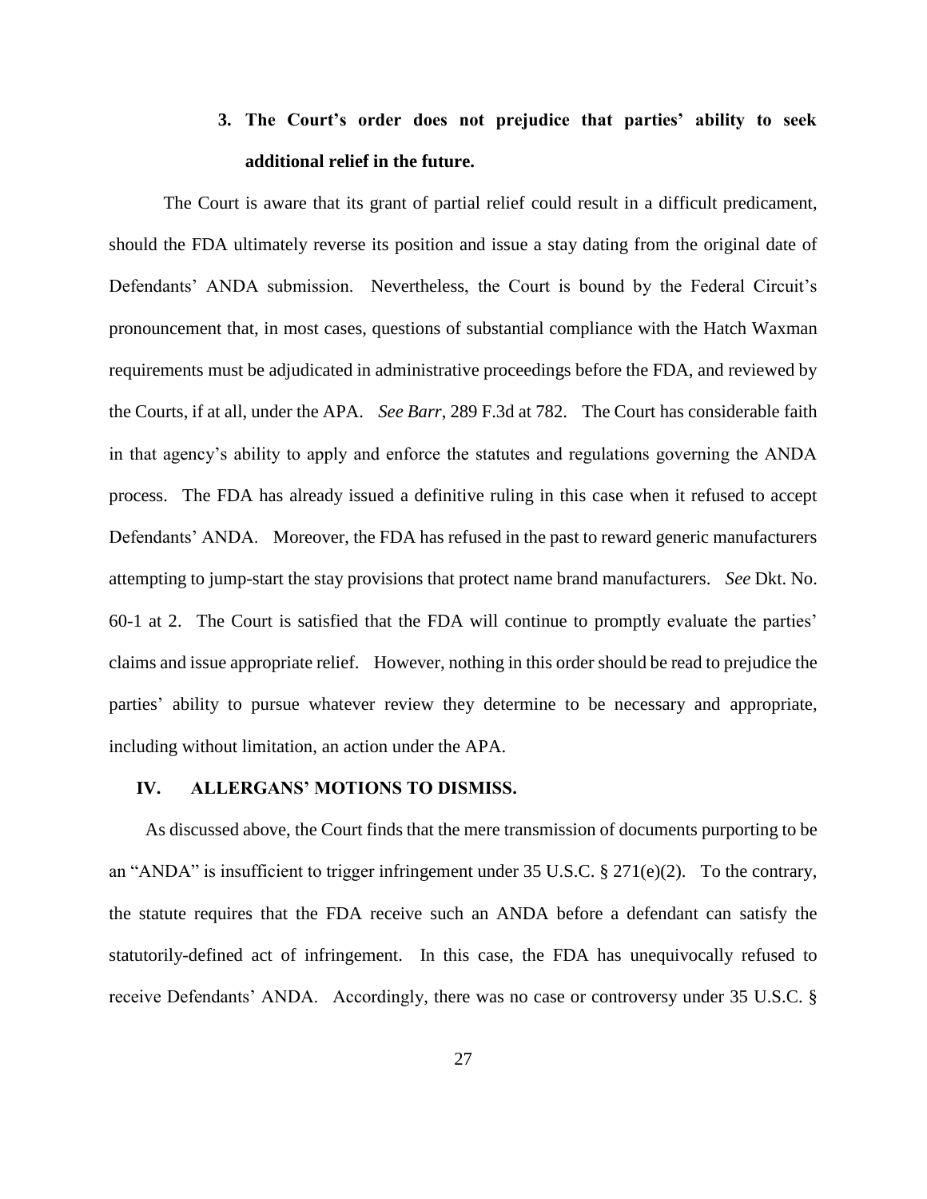### 3. The Court's order does not prejudice that parties' ability to seek additional relief in the future.

The Court is aware that its grant of partial relief could result in a difficult predicament, should the FDA ultimately reverse its position and issue a stay dating from the original date of Defendants' ANDA submission. Nevertheless, the Court is bound by the Federal Circuit's pronouncement that, in most cases, questions of substantial compliance with the Hatch Waxman requirements must be adjudicated in administrative proceedings before the FDA, and reviewed by the Courts, if at all, under the APA. *See Barr*, 289 F.3d at 782. The Court has considerable faith in that agency's ability to apply and enforce the statutes and regulations governing the ANDA process. The FDA has already issued a definitive ruling in this case when it refused to accept Defendants' ANDA. Moreover, the FDA has refused in the past to reward generic manufacturers attempting to jump-start the stay provisions that protect name brand manufacturers. *See* Dkt. No. 60-1 at 2. The Court is satisfied that the FDA will continue to promptly evaluate the parties' claims and issue appropriate relief. However, nothing in this order should be read to prejudice the parties' ability to pursue whatever review they determine to be necessary and appropriate, including without limitation, an action under the APA.

## IV. ALLERGANS' MOTIONS TO DISMISS.

As discussed above, the Court finds that the mere transmission of documents purporting to be an "ANDA" is insufficient to trigger infringement under 35 U.S.C. § 271(e)(2). To the contrary, the statute requires that the FDA receive such an ANDA before a defendant can satisfy the statutorily-defined act of infringement. In this case, the FDA has unequivocally refused to receive Defendants' ANDA. Accordingly, there was no case or controversy under 35 U.S.C. §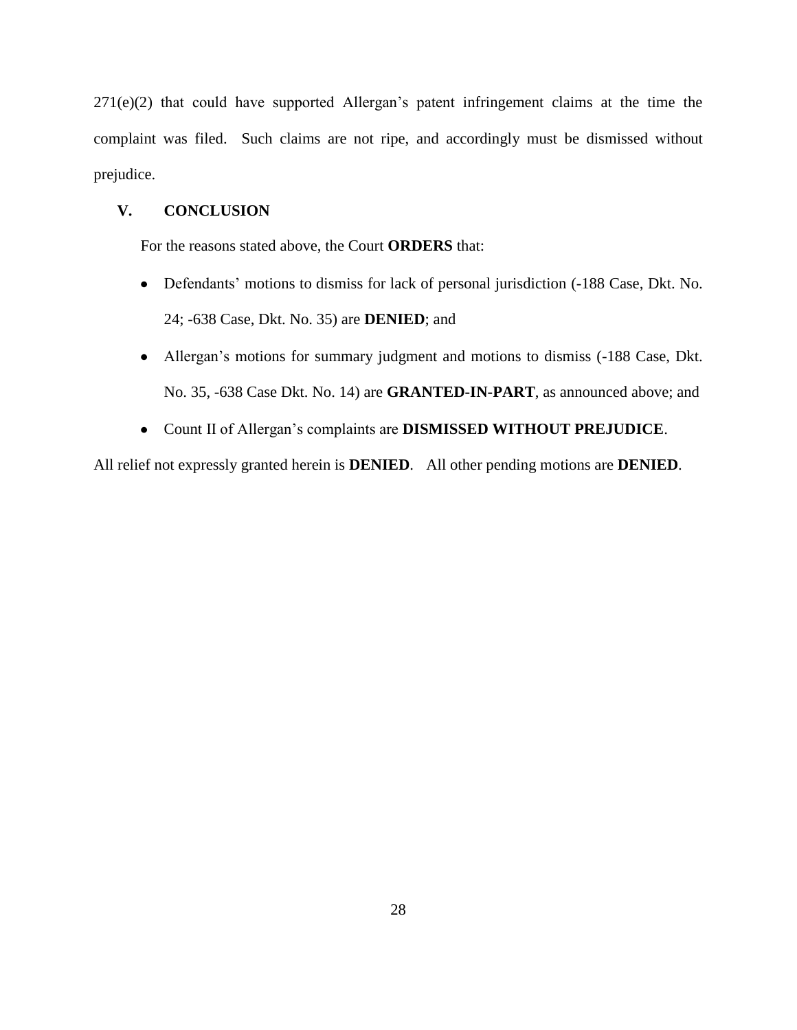271(e)(2) that could have supported Allergan's patent infringement claims at the time the complaint was filed. Such claims are not ripe, and accordingly must be dismissed without prejudice.

## V. CONCLUSION

For the reasons stated above, the Court **ORDERS** that:

- Defendants' motions to dismiss for lack of personal jurisdiction (-188 Case, Dkt. No. 24; -638 Case, Dkt. No. 35) are **DENIED**; and
- Allergan's motions for summary judgment and motions to dismiss (-188 Case, Dkt. No. 35, -638 Case Dkt. No. 14) are **GRANTED-IN-PART**, as announced above; and
- Count II of Allergan's complaints are **DISMISSED WITHOUT PREJUDICE**.

All relief not expressly granted herein is **DENIED**. All other pending motions are **DENIED**.